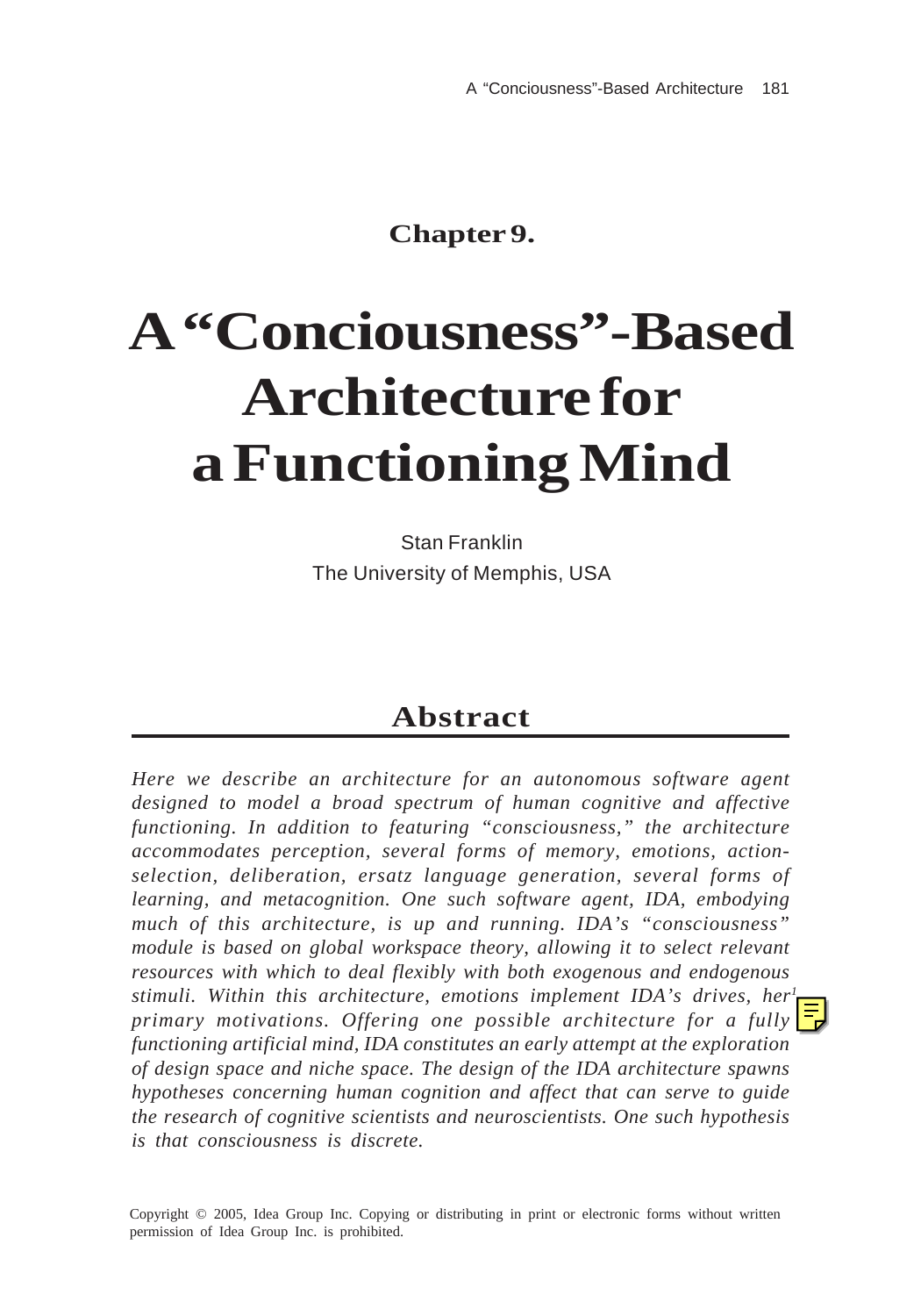**Chapter 9.**

# A "Conciousness"-Based Architecture for a Functioning Mind

Stan Franklin
The University of Memphis, USA

## Abstract

*Here we describe an architecture for an autonomous software agent designed to model a broad spectrum of human cognitive and affective functioning. In addition to featuring "consciousness," the architecture accommodates perception, several forms of memory, emotions, action-selection, deliberation, ersatz language generation, several forms of learning, and metacognition. One such software agent, IDA, embodying much of this architecture, is up and running. IDA's "consciousness" module is based on global workspace theory, allowing it to select relevant resources with which to deal flexibly with both exogenous and endogenous stimuli. Within this architecture, emotions implement IDA's drives, her[1] primary motivations. Offering one possible architecture for a fully functioning artificial mind, IDA constitutes an early attempt at the exploration of design space and niche space. The design of the IDA architecture spawns hypotheses concerning human cognition and affect that can serve to guide the research of cognitive scientists and neuroscientists. One such hypothesis is that consciousness is discrete.*

Copyright © 2005, Idea Group Inc. Copying or distributing in print or electronic forms without written permission of Idea Group Inc. is prohibited.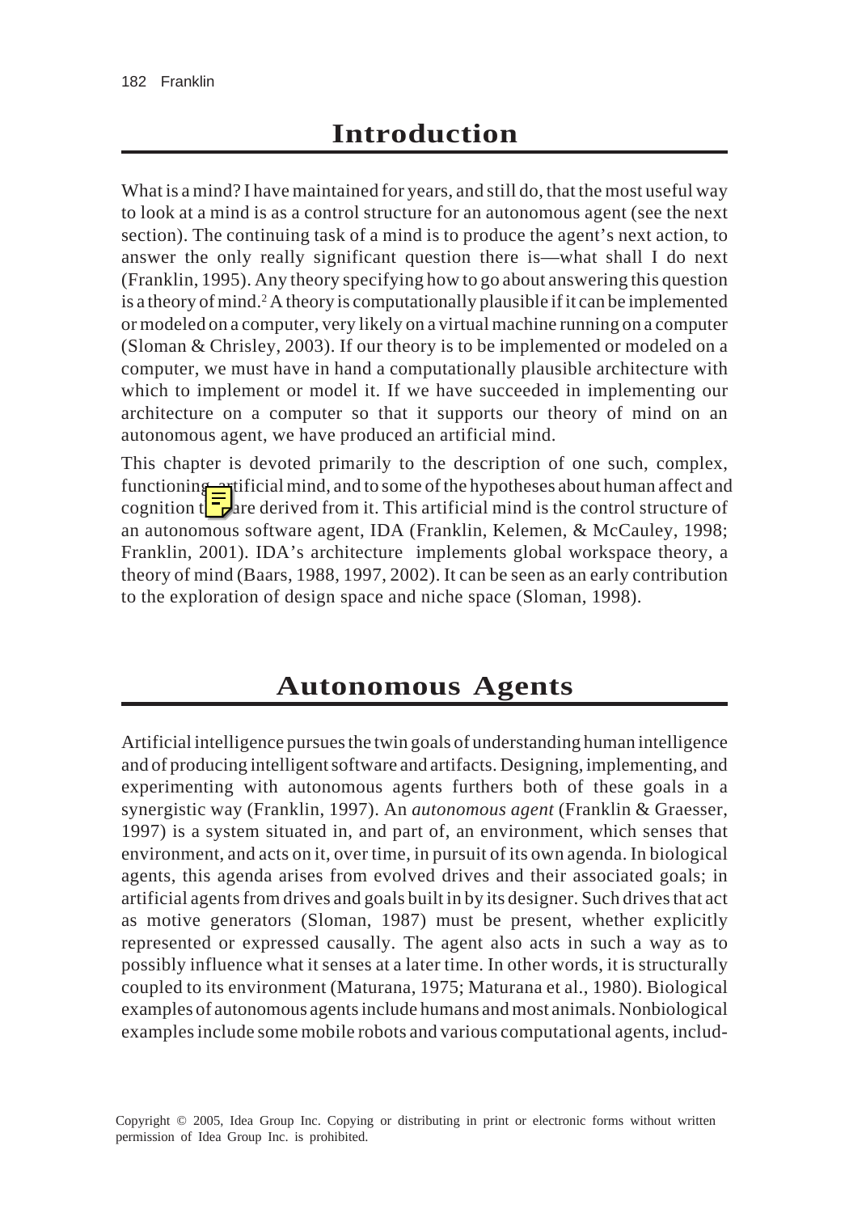## Introduction

What is a mind? I have maintained for years, and still do, that the most useful way to look at a mind is as a control structure for an autonomous agent (see the next section). The continuing task of a mind is to produce the agent's next action, to answer the only really significant question there is—what shall I do next (Franklin, 1995). Any theory specifying how to go about answering this question is a theory of mind.[2] A theory is computationally plausible if it can be implemented or modeled on a computer, very likely on a virtual machine running on a computer (Sloman & Chrisley, 2003). If our theory is to be implemented or modeled on a computer, we must have in hand a computationally plausible architecture with which to implement or model it. If we have succeeded in implementing our architecture on a computer so that it supports our theory of mind on an autonomous agent, we have produced an artificial mind.

This chapter is devoted primarily to the description of one such, complex, functioning artificial mind, and to some of the hypotheses about human affect and cognition that are derived from it. This artificial mind is the control structure of an autonomous software agent, IDA (Franklin, Kelemen, & McCauley, 1998; Franklin, 2001). IDA's architecture implements global workspace theory, a theory of mind (Baars, 1988, 1997, 2002). It can be seen as an early contribution to the exploration of design space and niche space (Sloman, 1998).

## Autonomous Agents

Artificial intelligence pursues the twin goals of understanding human intelligence and of producing intelligent software and artifacts. Designing, implementing, and experimenting with autonomous agents furthers both of these goals in a synergistic way (Franklin, 1997). An *autonomous agent* (Franklin & Graesser, 1997) is a system situated in, and part of, an environment, which senses that environment, and acts on it, over time, in pursuit of its own agenda. In biological agents, this agenda arises from evolved drives and their associated goals; in artificial agents from drives and goals built in by its designer. Such drives that act as motive generators (Sloman, 1987) must be present, whether explicitly represented or expressed causally. The agent also acts in such a way as to possibly influence what it senses at a later time. In other words, it is structurally coupled to its environment (Maturana, 1975; Maturana et al., 1980). Biological examples of autonomous agents include humans and most animals. Nonbiological examples include some mobile robots and various computational agents, includ-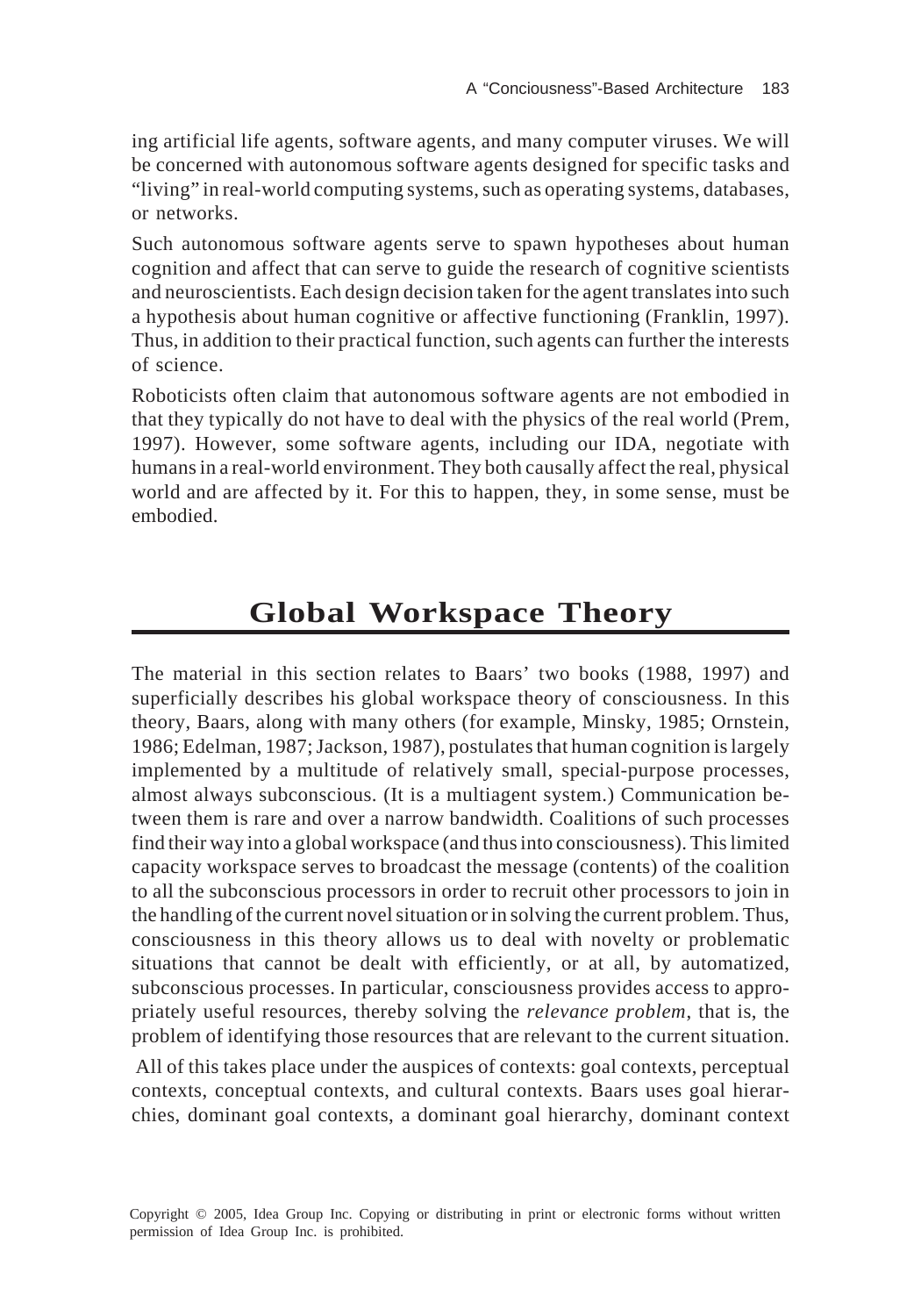ing artificial life agents, software agents, and many computer viruses. We will be concerned with autonomous software agents designed for specific tasks and "living" in real-world computing systems, such as operating systems, databases, or networks.

Such autonomous software agents serve to spawn hypotheses about human cognition and affect that can serve to guide the research of cognitive scientists and neuroscientists. Each design decision taken for the agent translates into such a hypothesis about human cognitive or affective functioning (Franklin, 1997). Thus, in addition to their practical function, such agents can further the interests of science.

Roboticists often claim that autonomous software agents are not embodied in that they typically do not have to deal with the physics of the real world (Prem, 1997). However, some software agents, including our IDA, negotiate with humans in a real-world environment. They both causally affect the real, physical world and are affected by it. For this to happen, they, in some sense, must be embodied.

## Global Workspace Theory

The material in this section relates to Baars' two books (1988, 1997) and superficially describes his global workspace theory of consciousness. In this theory, Baars, along with many others (for example, Minsky, 1985; Ornstein, 1986; Edelman, 1987; Jackson, 1987), postulates that human cognition is largely implemented by a multitude of relatively small, special-purpose processes, almost always subconscious. (It is a multiagent system.) Communication between them is rare and over a narrow bandwidth. Coalitions of such processes find their way into a global workspace (and thus into consciousness). This limited capacity workspace serves to broadcast the message (contents) of the coalition to all the subconscious processors in order to recruit other processors to join in the handling of the current novel situation or in solving the current problem. Thus, consciousness in this theory allows us to deal with novelty or problematic situations that cannot be dealt with efficiently, or at all, by automatized, subconscious processes. In particular, consciousness provides access to appropriately useful resources, thereby solving the *relevance problem*, that is, the problem of identifying those resources that are relevant to the current situation.

All of this takes place under the auspices of contexts: goal contexts, perceptual contexts, conceptual contexts, and cultural contexts. Baars uses goal hierarchies, dominant goal contexts, a dominant goal hierarchy, dominant context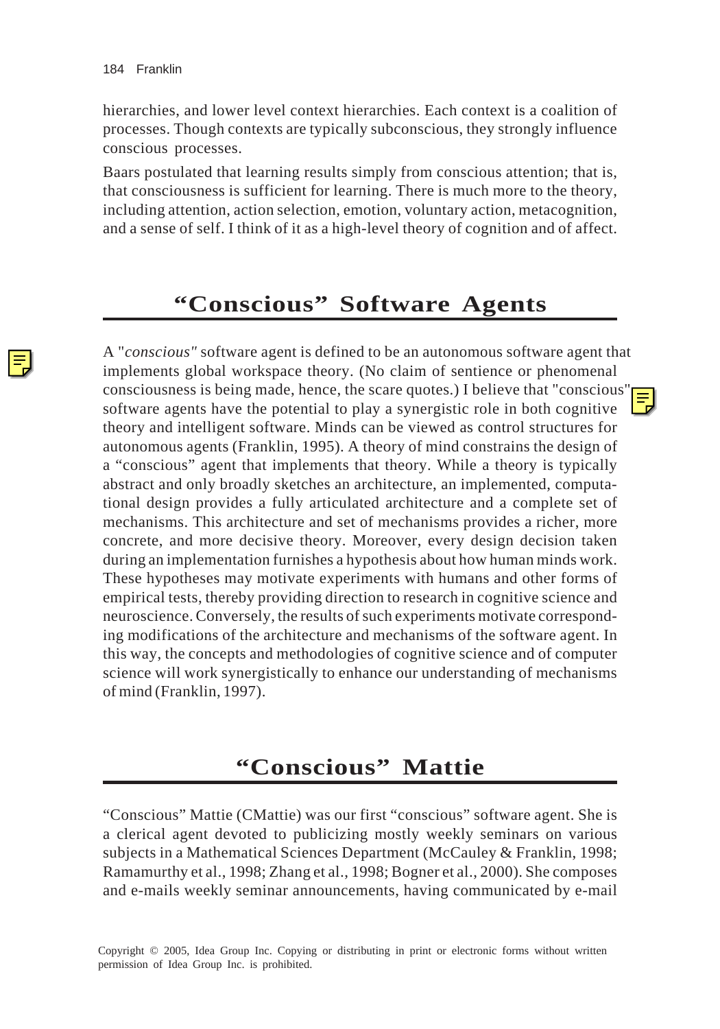hierarchies, and lower level context hierarchies. Each context is a coalition of processes. Though contexts are typically subconscious, they strongly influence conscious processes.

Baars postulated that learning results simply from conscious attention; that is, that consciousness is sufficient for learning. There is much more to the theory, including attention, action selection, emotion, voluntary action, metacognition, and a sense of self. I think of it as a high-level theory of cognition and of affect.

## "Conscious" Software Agents

A "*conscious"* software agent is defined to be an autonomous software agent that implements global workspace theory. (No claim of sentience or phenomenal consciousness is being made, hence, the scare quotes.) I believe that "conscious" software agents have the potential to play a synergistic role in both cognitive theory and intelligent software. Minds can be viewed as control structures for autonomous agents (Franklin, 1995). A theory of mind constrains the design of a "conscious" agent that implements that theory. While a theory is typically abstract and only broadly sketches an architecture, an implemented, computational design provides a fully articulated architecture and a complete set of mechanisms. This architecture and set of mechanisms provides a richer, more concrete, and more decisive theory. Moreover, every design decision taken during an implementation furnishes a hypothesis about how human minds work. These hypotheses may motivate experiments with humans and other forms of empirical tests, thereby providing direction to research in cognitive science and neuroscience. Conversely, the results of such experiments motivate corresponding modifications of the architecture and mechanisms of the software agent. In this way, the concepts and methodologies of cognitive science and of computer science will work synergistically to enhance our understanding of mechanisms of mind (Franklin, 1997).

## "Conscious" Mattie

"Conscious" Mattie (CMattie) was our first "conscious" software agent. She is a clerical agent devoted to publicizing mostly weekly seminars on various subjects in a Mathematical Sciences Department (McCauley & Franklin, 1998; Ramamurthy et al., 1998; Zhang et al., 1998; Bogner et al., 2000). She composes and e-mails weekly seminar announcements, having communicated by e-mail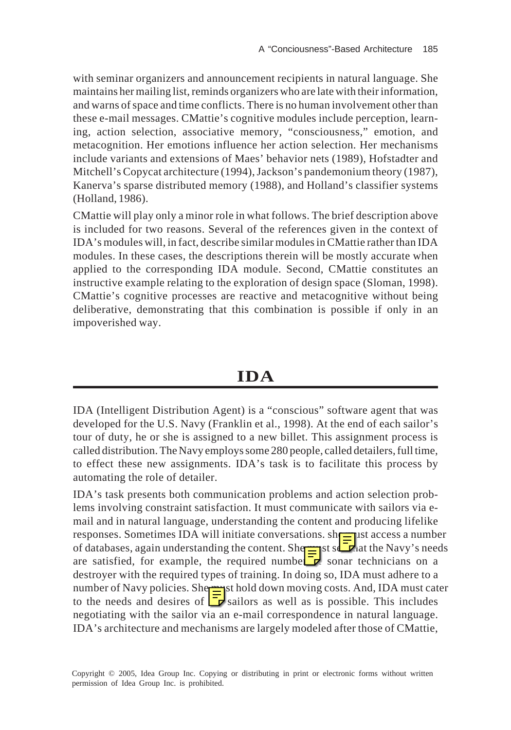with seminar organizers and announcement recipients in natural language. She maintains her mailing list, reminds organizers who are late with their information, and warns of space and time conflicts. There is no human involvement other than these e-mail messages. CMattie's cognitive modules include perception, learning, action selection, associative memory, "consciousness," emotion, and metacognition. Her emotions influence her action selection. Her mechanisms include variants and extensions of Maes' behavior nets (1989), Hofstadter and Mitchell's Copycat architecture (1994), Jackson's pandemonium theory (1987), Kanerva's sparse distributed memory (1988), and Holland's classifier systems (Holland, 1986).

CMattie will play only a minor role in what follows. The brief description above is included for two reasons. Several of the references given in the context of IDA's modules will, in fact, describe similar modules in CMattie rather than IDA modules. In these cases, the descriptions therein will be mostly accurate when applied to the corresponding IDA module. Second, CMattie constitutes an instructive example relating to the exploration of design space (Sloman, 1998). CMattie's cognitive processes are reactive and metacognitive without being deliberative, demonstrating that this combination is possible if only in an impoverished way.

## IDA

IDA (Intelligent Distribution Agent) is a "conscious" software agent that was developed for the U.S. Navy (Franklin et al., 1998). At the end of each sailor's tour of duty, he or she is assigned to a new billet. This assignment process is called distribution. The Navy employs some 280 people, called detailers, full time, to effect these new assignments. IDA's task is to facilitate this process by automating the role of detailer.

IDA's task presents both communication problems and action selection problems involving constraint satisfaction. It must communicate with sailors via e-mail and in natural language, understanding the content and producing lifelike responses. Sometimes IDA will initiate conversations. she must access a number of databases, again understanding the content. She must see that the Navy's needs are satisfied, for example, the required number of sonar technicians on a destroyer with the required types of training. In doing so, IDA must adhere to a number of Navy policies. She must hold down moving costs. And, IDA must cater to the needs and desires of the sailors as well as is possible. This includes negotiating with the sailor via an e-mail correspondence in natural language. IDA's architecture and mechanisms are largely modeled after those of CMattie,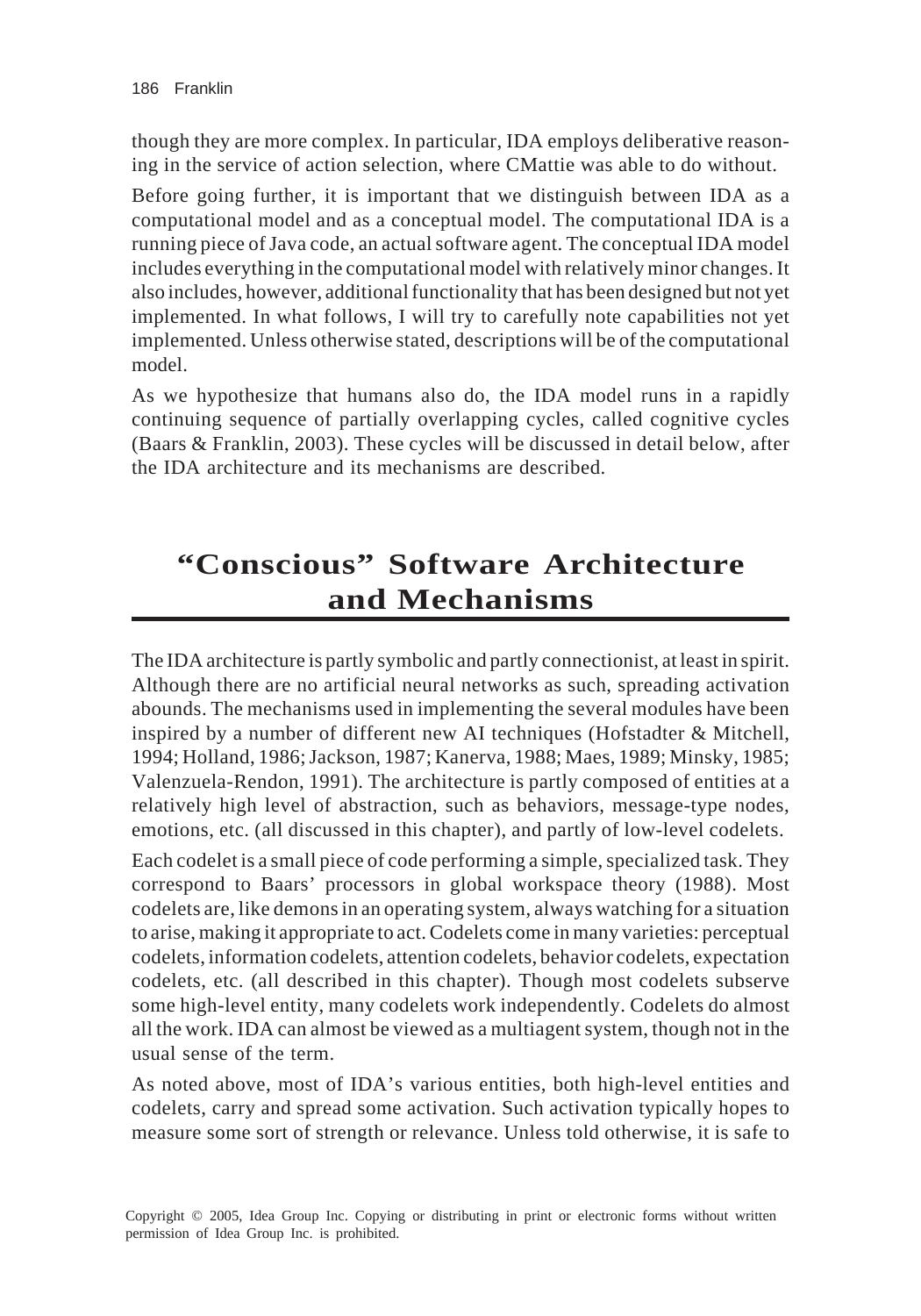though they are more complex. In particular, IDA employs deliberative reasoning in the service of action selection, where CMattie was able to do without.

Before going further, it is important that we distinguish between IDA as a computational model and as a conceptual model. The computational IDA is a running piece of Java code, an actual software agent. The conceptual IDA model includes everything in the computational model with relatively minor changes. It also includes, however, additional functionality that has been designed but not yet implemented. In what follows, I will try to carefully note capabilities not yet implemented. Unless otherwise stated, descriptions will be of the computational model.

As we hypothesize that humans also do, the IDA model runs in a rapidly continuing sequence of partially overlapping cycles, called cognitive cycles (Baars & Franklin, 2003). These cycles will be discussed in detail below, after the IDA architecture and its mechanisms are described.

## "Conscious" Software Architecture and Mechanisms

The IDA architecture is partly symbolic and partly connectionist, at least in spirit. Although there are no artificial neural networks as such, spreading activation abounds. The mechanisms used in implementing the several modules have been inspired by a number of different new AI techniques (Hofstadter & Mitchell, 1994; Holland, 1986; Jackson, 1987; Kanerva, 1988; Maes, 1989; Minsky, 1985; Valenzuela-Rendon, 1991). The architecture is partly composed of entities at a relatively high level of abstraction, such as behaviors, message-type nodes, emotions, etc. (all discussed in this chapter), and partly of low-level codelets.

Each codelet is a small piece of code performing a simple, specialized task. They correspond to Baars' processors in global workspace theory (1988). Most codelets are, like demons in an operating system, always watching for a situation to arise, making it appropriate to act. Codelets come in many varieties: perceptual codelets, information codelets, attention codelets, behavior codelets, expectation codelets, etc. (all described in this chapter). Though most codelets subserve some high-level entity, many codelets work independently. Codelets do almost all the work. IDA can almost be viewed as a multiagent system, though not in the usual sense of the term.

As noted above, most of IDA's various entities, both high-level entities and codelets, carry and spread some activation. Such activation typically hopes to measure some sort of strength or relevance. Unless told otherwise, it is safe to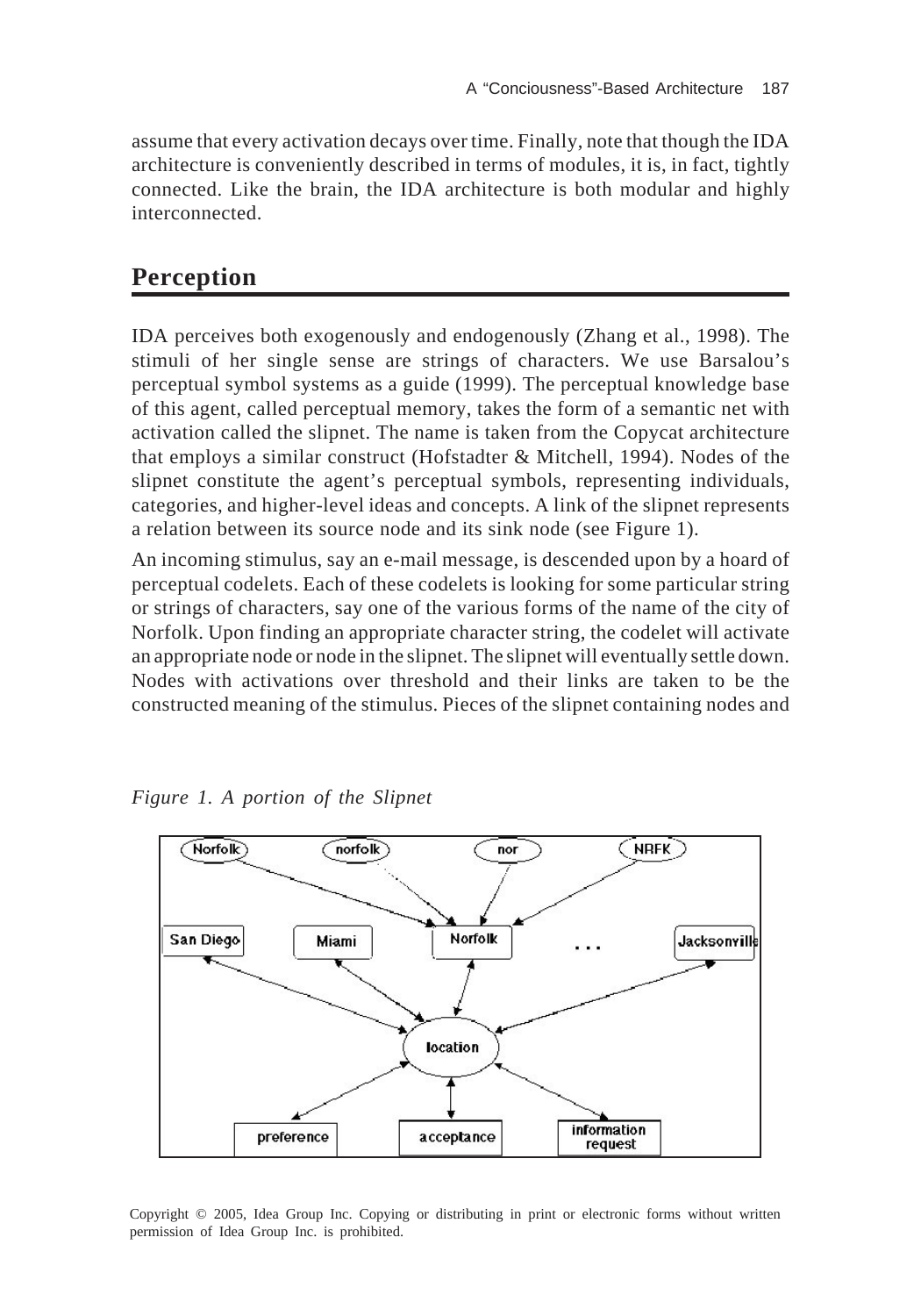assume that every activation decays over time. Finally, note that though the IDA architecture is conveniently described in terms of modules, it is, in fact, tightly connected. Like the brain, the IDA architecture is both modular and highly interconnected.

## Perception

IDA perceives both exogenously and endogenously (Zhang et al., 1998). The stimuli of her single sense are strings of characters. We use Barsalou's perceptual symbol systems as a guide (1999). The perceptual knowledge base of this agent, called perceptual memory, takes the form of a semantic net with activation called the slipnet. The name is taken from the Copycat architecture that employs a similar construct (Hofstadter & Mitchell, 1994). Nodes of the slipnet constitute the agent's perceptual symbols, representing individuals, categories, and higher-level ideas and concepts. A link of the slipnet represents a relation between its source node and its sink node (see Figure 1).

An incoming stimulus, say an e-mail message, is descended upon by a hoard of perceptual codelets. Each of these codelets is looking for some particular string or strings of characters, say one of the various forms of the name of the city of Norfolk. Upon finding an appropriate character string, the codelet will activate an appropriate node or node in the slipnet. The slipnet will eventually settle down. Nodes with activations over threshold and their links are taken to be the constructed meaning of the stimulus. Pieces of the slipnet containing nodes and

*Figure 1. A portion of the Slipnet*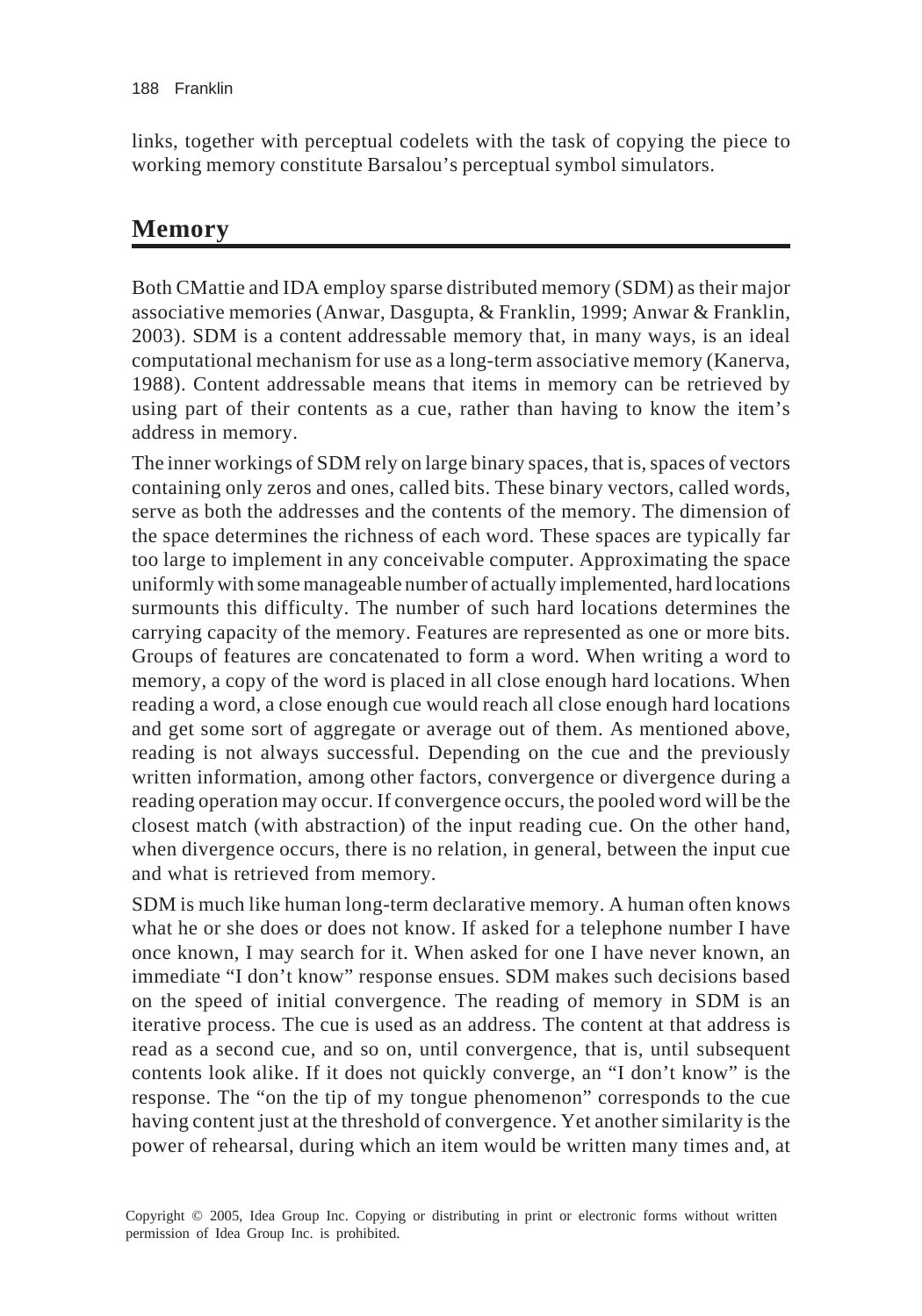links, together with perceptual codelets with the task of copying the piece to working memory constitute Barsalou's perceptual symbol simulators.

## Memory

Both CMattie and IDA employ sparse distributed memory (SDM) as their major associative memories (Anwar, Dasgupta, & Franklin, 1999; Anwar & Franklin, 2003). SDM is a content addressable memory that, in many ways, is an ideal computational mechanism for use as a long-term associative memory (Kanerva, 1988). Content addressable means that items in memory can be retrieved by using part of their contents as a cue, rather than having to know the item's address in memory.

The inner workings of SDM rely on large binary spaces, that is, spaces of vectors containing only zeros and ones, called bits. These binary vectors, called words, serve as both the addresses and the contents of the memory. The dimension of the space determines the richness of each word. These spaces are typically far too large to implement in any conceivable computer. Approximating the space uniformly with some manageable number of actually implemented, hard locations surmounts this difficulty. The number of such hard locations determines the carrying capacity of the memory. Features are represented as one or more bits. Groups of features are concatenated to form a word. When writing a word to memory, a copy of the word is placed in all close enough hard locations. When reading a word, a close enough cue would reach all close enough hard locations and get some sort of aggregate or average out of them. As mentioned above, reading is not always successful. Depending on the cue and the previously written information, among other factors, convergence or divergence during a reading operation may occur. If convergence occurs, the pooled word will be the closest match (with abstraction) of the input reading cue. On the other hand, when divergence occurs, there is no relation, in general, between the input cue and what is retrieved from memory.

SDM is much like human long-term declarative memory. A human often knows what he or she does or does not know. If asked for a telephone number I have once known, I may search for it. When asked for one I have never known, an immediate "I don't know" response ensues. SDM makes such decisions based on the speed of initial convergence. The reading of memory in SDM is an iterative process. The cue is used as an address. The content at that address is read as a second cue, and so on, until convergence, that is, until subsequent contents look alike. If it does not quickly converge, an "I don't know" is the response. The "on the tip of my tongue phenomenon" corresponds to the cue having content just at the threshold of convergence. Yet another similarity is the power of rehearsal, during which an item would be written many times and, at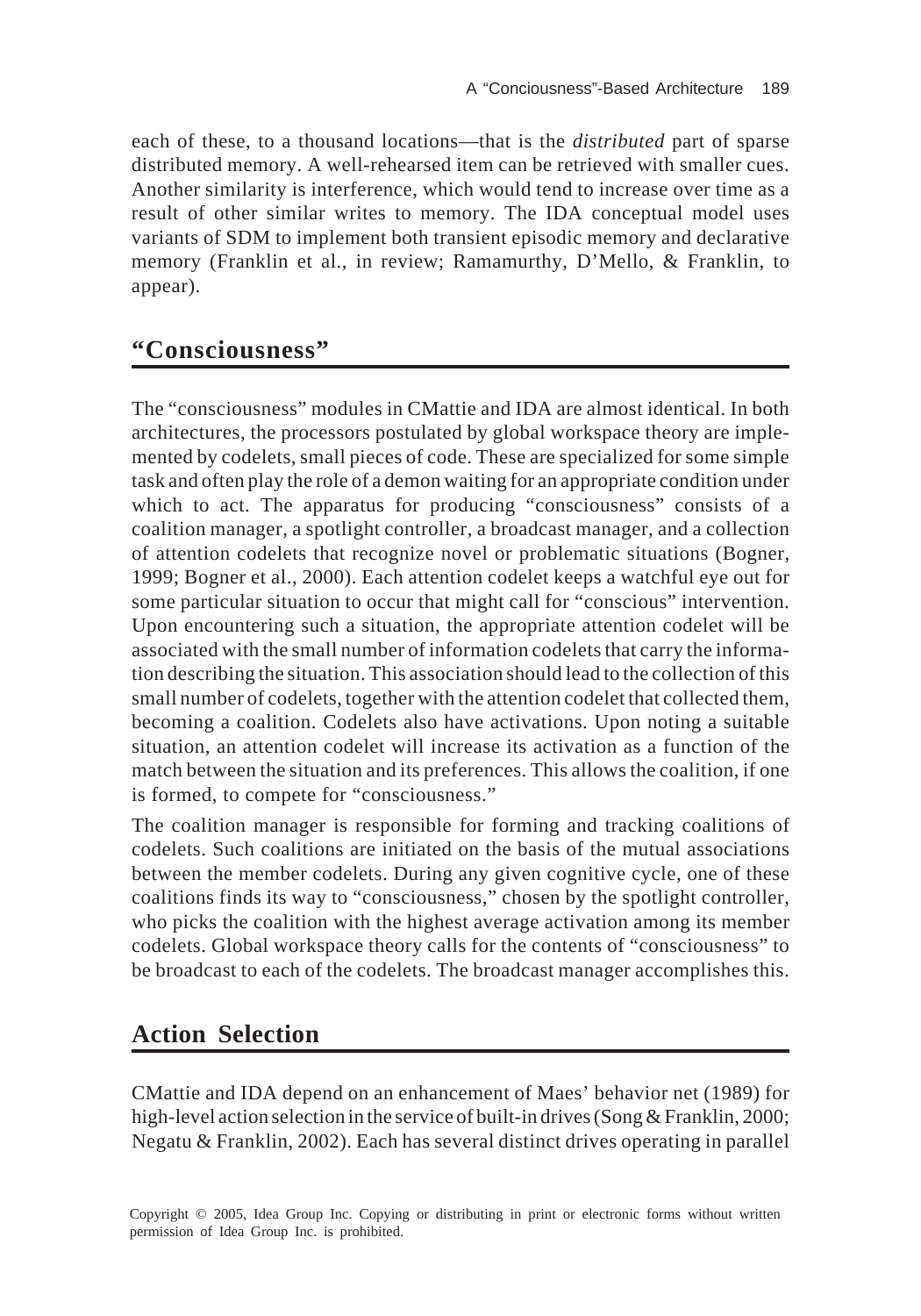each of these, to a thousand locations—that is the *distributed* part of sparse distributed memory. A well-rehearsed item can be retrieved with smaller cues. Another similarity is interference, which would tend to increase over time as a result of other similar writes to memory. The IDA conceptual model uses variants of SDM to implement both transient episodic memory and declarative memory (Franklin et al., in review; Ramamurthy, D'Mello, & Franklin, to appear).

## "Consciousness"

The "consciousness" modules in CMattie and IDA are almost identical. In both architectures, the processors postulated by global workspace theory are implemented by codelets, small pieces of code. These are specialized for some simple task and often play the role of a demon waiting for an appropriate condition under which to act. The apparatus for producing "consciousness" consists of a coalition manager, a spotlight controller, a broadcast manager, and a collection of attention codelets that recognize novel or problematic situations (Bogner, 1999; Bogner et al., 2000). Each attention codelet keeps a watchful eye out for some particular situation to occur that might call for "conscious" intervention. Upon encountering such a situation, the appropriate attention codelet will be associated with the small number of information codelets that carry the information describing the situation. This association should lead to the collection of this small number of codelets, together with the attention codelet that collected them, becoming a coalition. Codelets also have activations. Upon noting a suitable situation, an attention codelet will increase its activation as a function of the match between the situation and its preferences. This allows the coalition, if one is formed, to compete for "consciousness."

The coalition manager is responsible for forming and tracking coalitions of codelets. Such coalitions are initiated on the basis of the mutual associations between the member codelets. During any given cognitive cycle, one of these coalitions finds its way to "consciousness," chosen by the spotlight controller, who picks the coalition with the highest average activation among its member codelets. Global workspace theory calls for the contents of "consciousness" to be broadcast to each of the codelets. The broadcast manager accomplishes this.

## Action Selection

CMattie and IDA depend on an enhancement of Maes' behavior net (1989) for high-level action selection in the service of built-in drives (Song & Franklin, 2000; Negatu & Franklin, 2002). Each has several distinct drives operating in parallel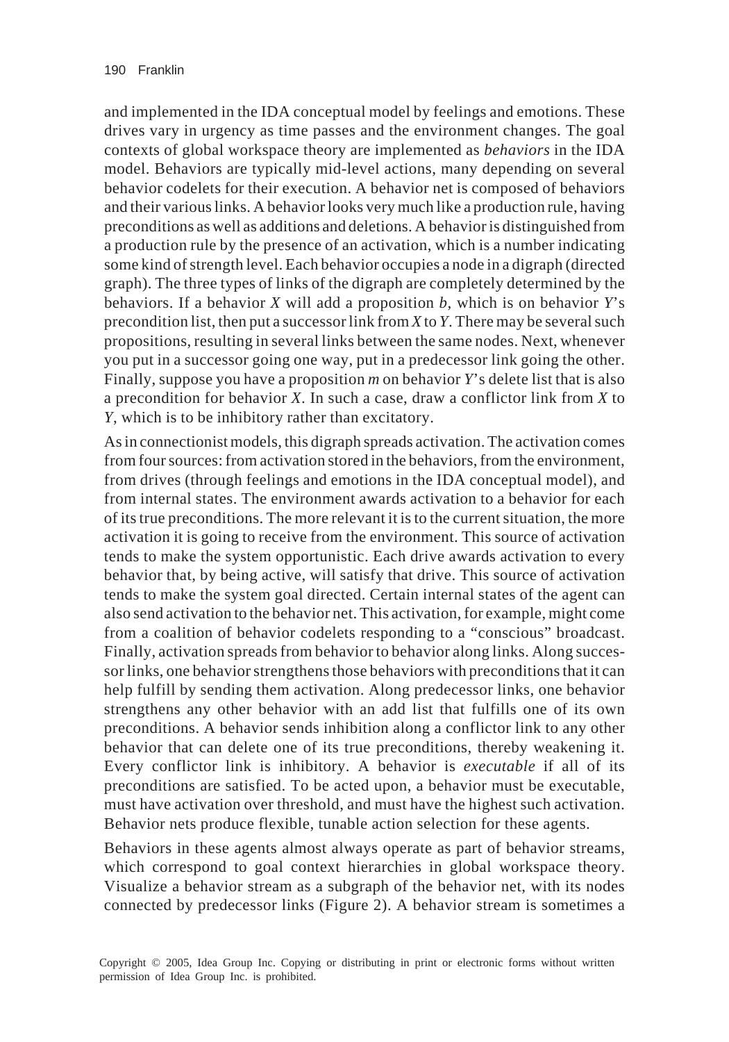and implemented in the IDA conceptual model by feelings and emotions. These drives vary in urgency as time passes and the environment changes. The goal contexts of global workspace theory are implemented as *behaviors* in the IDA model. Behaviors are typically mid-level actions, many depending on several behavior codelets for their execution. A behavior net is composed of behaviors and their various links. A behavior looks very much like a production rule, having preconditions as well as additions and deletions. A behavior is distinguished from a production rule by the presence of an activation, which is a number indicating some kind of strength level. Each behavior occupies a node in a digraph (directed graph). The three types of links of the digraph are completely determined by the behaviors. If a behavior *X* will add a proposition *b*, which is on behavior *Y*'s precondition list, then put a successor link from *X* to *Y*. There may be several such propositions, resulting in several links between the same nodes. Next, whenever you put in a successor going one way, put in a predecessor link going the other. Finally, suppose you have a proposition *m* on behavior *Y*'s delete list that is also a precondition for behavior *X*. In such a case, draw a conflictor link from *X* to *Y*, which is to be inhibitory rather than excitatory.

As in connectionist models, this digraph spreads activation. The activation comes from four sources: from activation stored in the behaviors, from the environment, from drives (through feelings and emotions in the IDA conceptual model), and from internal states. The environment awards activation to a behavior for each of its true preconditions. The more relevant it is to the current situation, the more activation it is going to receive from the environment. This source of activation tends to make the system opportunistic. Each drive awards activation to every behavior that, by being active, will satisfy that drive. This source of activation tends to make the system goal directed. Certain internal states of the agent can also send activation to the behavior net. This activation, for example, might come from a coalition of behavior codelets responding to a "conscious" broadcast. Finally, activation spreads from behavior to behavior along links. Along successor links, one behavior strengthens those behaviors with preconditions that it can help fulfill by sending them activation. Along predecessor links, one behavior strengthens any other behavior with an add list that fulfills one of its own preconditions. A behavior sends inhibition along a conflictor link to any other behavior that can delete one of its true preconditions, thereby weakening it. Every conflictor link is inhibitory. A behavior is *executable* if all of its preconditions are satisfied. To be acted upon, a behavior must be executable, must have activation over threshold, and must have the highest such activation. Behavior nets produce flexible, tunable action selection for these agents.

Behaviors in these agents almost always operate as part of behavior streams, which correspond to goal context hierarchies in global workspace theory. Visualize a behavior stream as a subgraph of the behavior net, with its nodes connected by predecessor links (Figure 2). A behavior stream is sometimes a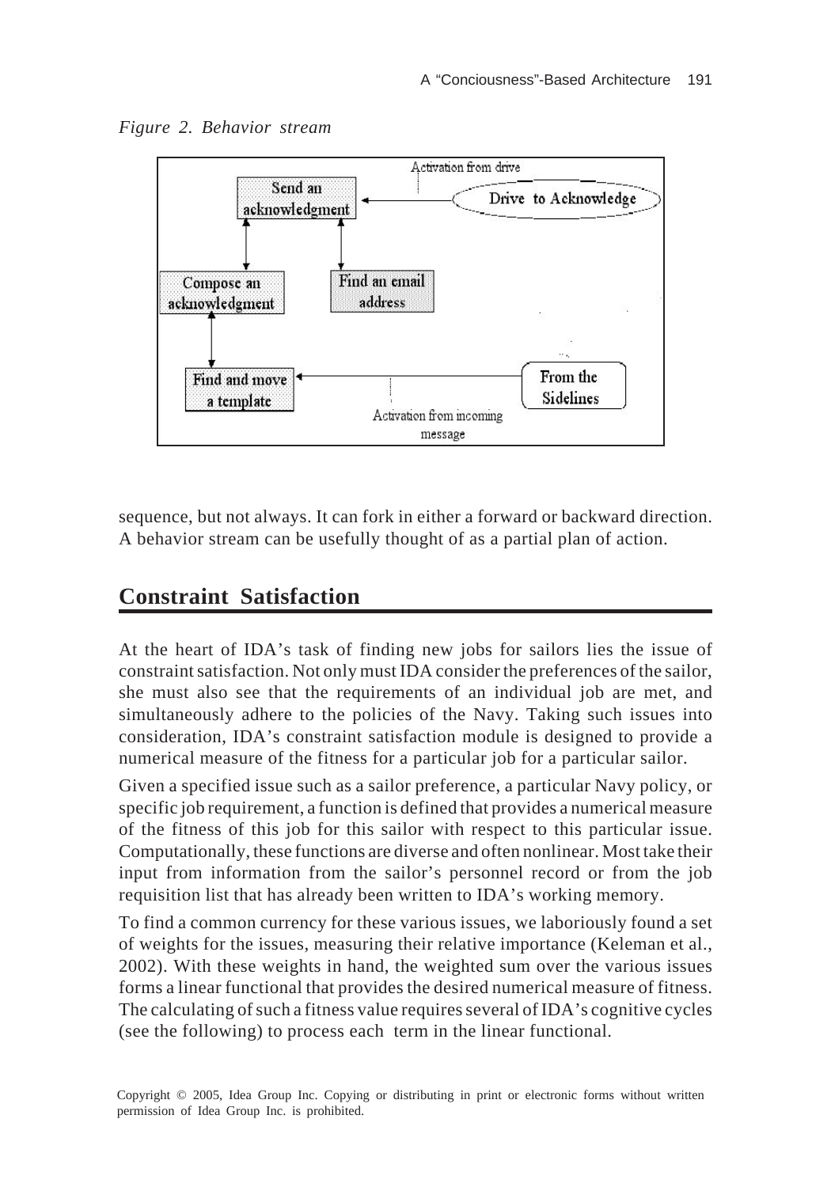*Figure 2. Behavior stream*

sequence, but not always. It can fork in either a forward or backward direction. A behavior stream can be usefully thought of as a partial plan of action.

## Constraint Satisfaction

At the heart of IDA's task of finding new jobs for sailors lies the issue of constraint satisfaction. Not only must IDA consider the preferences of the sailor, she must also see that the requirements of an individual job are met, and simultaneously adhere to the policies of the Navy. Taking such issues into consideration, IDA's constraint satisfaction module is designed to provide a numerical measure of the fitness for a particular job for a particular sailor.

Given a specified issue such as a sailor preference, a particular Navy policy, or specific job requirement, a function is defined that provides a numerical measure of the fitness of this job for this sailor with respect to this particular issue. Computationally, these functions are diverse and often nonlinear. Most take their input from information from the sailor's personnel record or from the job requisition list that has already been written to IDA's working memory.

To find a common currency for these various issues, we laboriously found a set of weights for the issues, measuring their relative importance (Keleman et al., 2002). With these weights in hand, the weighted sum over the various issues forms a linear functional that provides the desired numerical measure of fitness. The calculating of such a fitness value requires several of IDA's cognitive cycles (see the following) to process each term in the linear functional.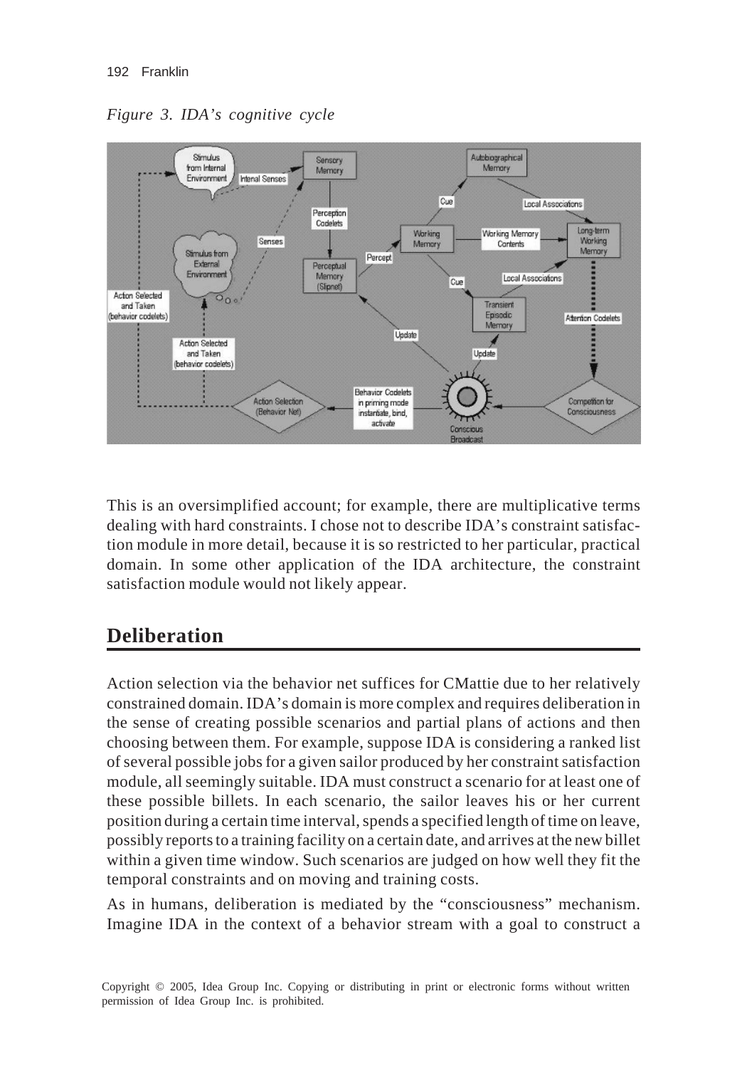*Figure 3. IDA's cognitive cycle*

This is an oversimplified account; for example, there are multiplicative terms dealing with hard constraints. I chose not to describe IDA's constraint satisfaction module in more detail, because it is so restricted to her particular, practical domain. In some other application of the IDA architecture, the constraint satisfaction module would not likely appear.

## Deliberation

Action selection via the behavior net suffices for CMattie due to her relatively constrained domain. IDA's domain is more complex and requires deliberation in the sense of creating possible scenarios and partial plans of actions and then choosing between them. For example, suppose IDA is considering a ranked list of several possible jobs for a given sailor produced by her constraint satisfaction module, all seemingly suitable. IDA must construct a scenario for at least one of these possible billets. In each scenario, the sailor leaves his or her current position during a certain time interval, spends a specified length of time on leave, possibly reports to a training facility on a certain date, and arrives at the new billet within a given time window. Such scenarios are judged on how well they fit the temporal constraints and on moving and training costs.

As in humans, deliberation is mediated by the "consciousness" mechanism. Imagine IDA in the context of a behavior stream with a goal to construct a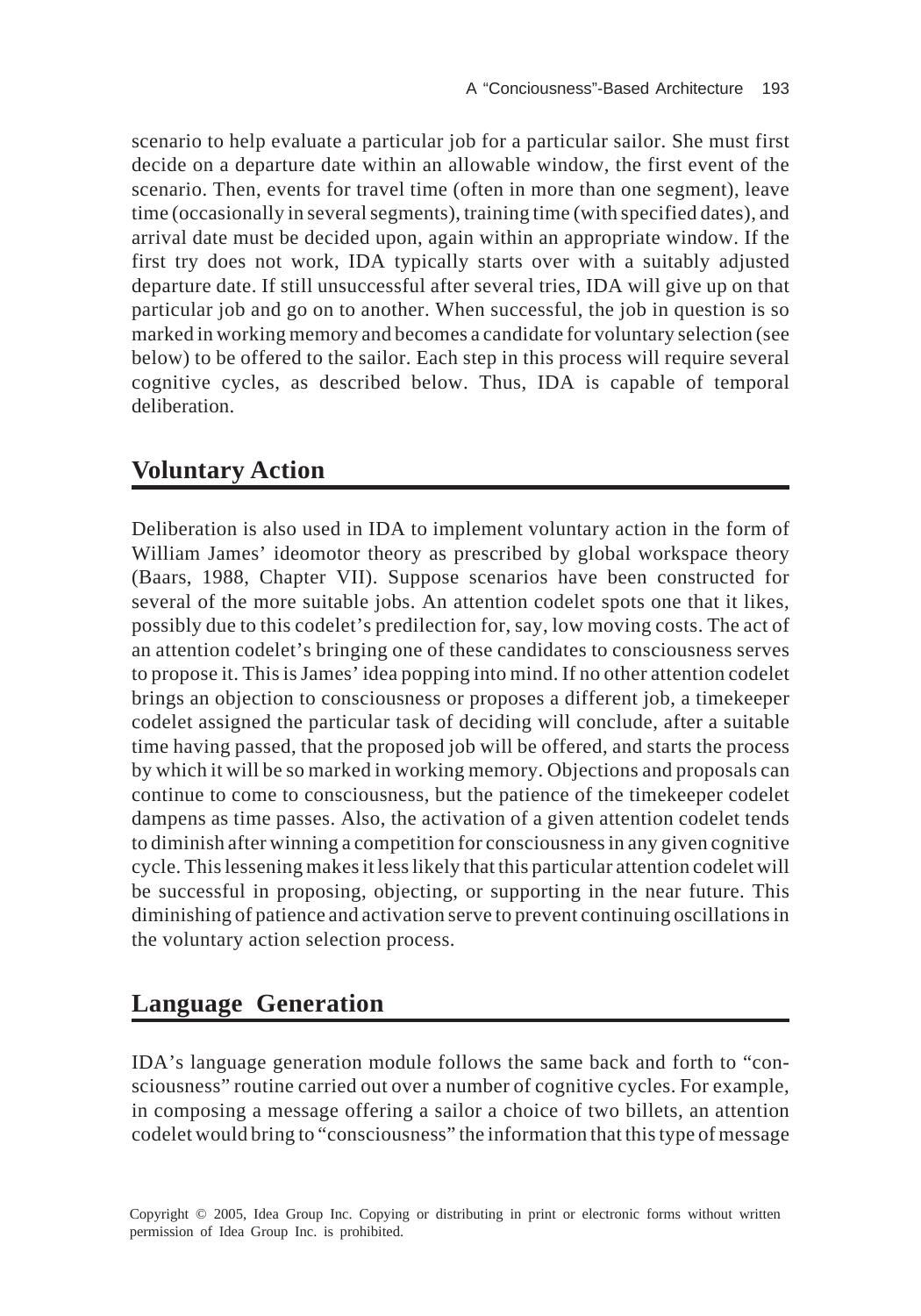scenario to help evaluate a particular job for a particular sailor. She must first decide on a departure date within an allowable window, the first event of the scenario. Then, events for travel time (often in more than one segment), leave time (occasionally in several segments), training time (with specified dates), and arrival date must be decided upon, again within an appropriate window. If the first try does not work, IDA typically starts over with a suitably adjusted departure date. If still unsuccessful after several tries, IDA will give up on that particular job and go on to another. When successful, the job in question is so marked in working memory and becomes a candidate for voluntary selection (see below) to be offered to the sailor. Each step in this process will require several cognitive cycles, as described below. Thus, IDA is capable of temporal deliberation.

## Voluntary Action

Deliberation is also used in IDA to implement voluntary action in the form of William James' ideomotor theory as prescribed by global workspace theory (Baars, 1988, Chapter VII). Suppose scenarios have been constructed for several of the more suitable jobs. An attention codelet spots one that it likes, possibly due to this codelet's predilection for, say, low moving costs. The act of an attention codelet's bringing one of these candidates to consciousness serves to propose it. This is James' idea popping into mind. If no other attention codelet brings an objection to consciousness or proposes a different job, a timekeeper codelet assigned the particular task of deciding will conclude, after a suitable time having passed, that the proposed job will be offered, and starts the process by which it will be so marked in working memory. Objections and proposals can continue to come to consciousness, but the patience of the timekeeper codelet dampens as time passes. Also, the activation of a given attention codelet tends to diminish after winning a competition for consciousness in any given cognitive cycle. This lessening makes it less likely that this particular attention codelet will be successful in proposing, objecting, or supporting in the near future. This diminishing of patience and activation serve to prevent continuing oscillations in the voluntary action selection process.

## Language Generation

IDA's language generation module follows the same back and forth to "consciousness" routine carried out over a number of cognitive cycles. For example, in composing a message offering a sailor a choice of two billets, an attention codelet would bring to "consciousness" the information that this type of message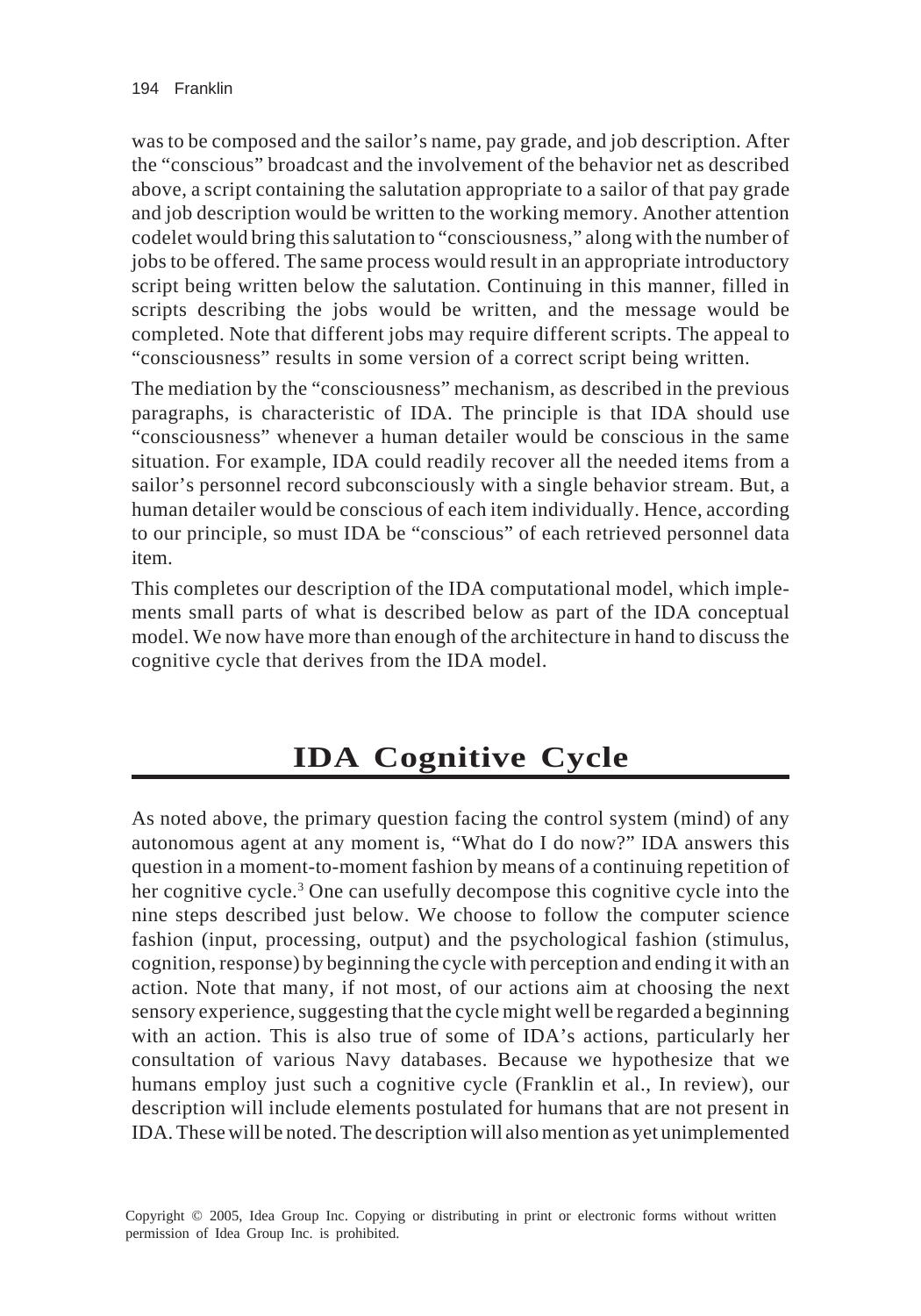was to be composed and the sailor's name, pay grade, and job description. After the "conscious" broadcast and the involvement of the behavior net as described above, a script containing the salutation appropriate to a sailor of that pay grade and job description would be written to the working memory. Another attention codelet would bring this salutation to "consciousness," along with the number of jobs to be offered. The same process would result in an appropriate introductory script being written below the salutation. Continuing in this manner, filled in scripts describing the jobs would be written, and the message would be completed. Note that different jobs may require different scripts. The appeal to "consciousness" results in some version of a correct script being written.

The mediation by the "consciousness" mechanism, as described in the previous paragraphs, is characteristic of IDA. The principle is that IDA should use "consciousness" whenever a human detailer would be conscious in the same situation. For example, IDA could readily recover all the needed items from a sailor's personnel record subconsciously with a single behavior stream. But, a human detailer would be conscious of each item individually. Hence, according to our principle, so must IDA be "conscious" of each retrieved personnel data item.

This completes our description of the IDA computational model, which implements small parts of what is described below as part of the IDA conceptual model. We now have more than enough of the architecture in hand to discuss the cognitive cycle that derives from the IDA model.

## IDA Cognitive Cycle

As noted above, the primary question facing the control system (mind) of any autonomous agent at any moment is, "What do I do now?" IDA answers this question in a moment-to-moment fashion by means of a continuing repetition of her cognitive cycle.[3] One can usefully decompose this cognitive cycle into the nine steps described just below. We choose to follow the computer science fashion (input, processing, output) and the psychological fashion (stimulus, cognition, response) by beginning the cycle with perception and ending it with an action. Note that many, if not most, of our actions aim at choosing the next sensory experience, suggesting that the cycle might well be regarded a beginning with an action. This is also true of some of IDA's actions, particularly her consultation of various Navy databases. Because we hypothesize that we humans employ just such a cognitive cycle (Franklin et al., In review), our description will include elements postulated for humans that are not present in IDA. These will be noted. The description will also mention as yet unimplemented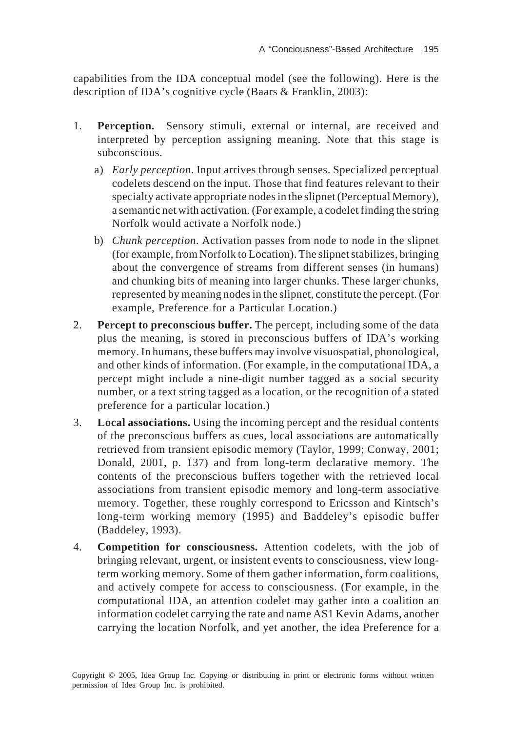capabilities from the IDA conceptual model (see the following). Here is the description of IDA's cognitive cycle (Baars & Franklin, 2003):

1. **Perception.** Sensory stimuli, external or internal, are received and interpreted by perception assigning meaning. Note that this stage is subconscious.
   a) *Early perception*. Input arrives through senses. Specialized perceptual codelets descend on the input. Those that find features relevant to their specialty activate appropriate nodes in the slipnet (Perceptual Memory), a semantic net with activation. (For example, a codelet finding the string Norfolk would activate a Norfolk node.)
   b) *Chunk perception*. Activation passes from node to node in the slipnet (for example, from Norfolk to Location). The slipnet stabilizes, bringing about the convergence of streams from different senses (in humans) and chunking bits of meaning into larger chunks. These larger chunks, represented by meaning nodes in the slipnet, constitute the percept. (For example, Preference for a Particular Location.)
2. **Percept to preconscious buffer.** The percept, including some of the data plus the meaning, is stored in preconscious buffers of IDA's working memory. In humans, these buffers may involve visuospatial, phonological, and other kinds of information. (For example, in the computational IDA, a percept might include a nine-digit number tagged as a social security number, or a text string tagged as a location, or the recognition of a stated preference for a particular location.)
3. **Local associations.** Using the incoming percept and the residual contents of the preconscious buffers as cues, local associations are automatically retrieved from transient episodic memory (Taylor, 1999; Conway, 2001; Donald, 2001, p. 137) and from long-term declarative memory. The contents of the preconscious buffers together with the retrieved local associations from transient episodic memory and long-term associative memory. Together, these roughly correspond to Ericsson and Kintsch's long-term working memory (1995) and Baddeley's episodic buffer (Baddeley, 1993).
4. **Competition for consciousness.** Attention codelets, with the job of bringing relevant, urgent, or insistent events to consciousness, view long-term working memory. Some of them gather information, form coalitions, and actively compete for access to consciousness. (For example, in the computational IDA, an attention codelet may gather into a coalition an information codelet carrying the rate and name AS1 Kevin Adams, another carrying the location Norfolk, and yet another, the idea Preference for a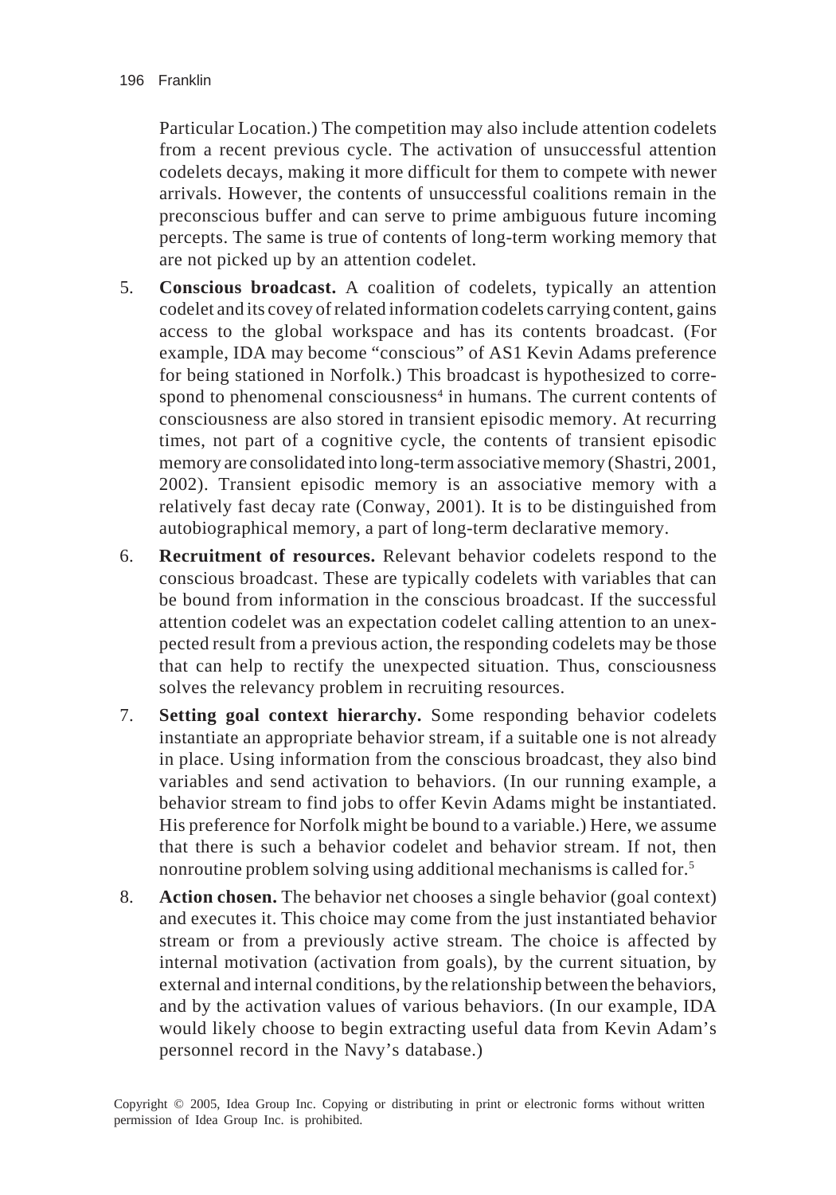Particular Location.) The competition may also include attention codelets from a recent previous cycle. The activation of unsuccessful attention codelets decays, making it more difficult for them to compete with newer arrivals. However, the contents of unsuccessful coalitions remain in the preconscious buffer and can serve to prime ambiguous future incoming percepts. The same is true of contents of long-term working memory that are not picked up by an attention codelet.

5. **Conscious broadcast.** A coalition of codelets, typically an attention codelet and its covey of related information codelets carrying content, gains access to the global workspace and has its contents broadcast. (For example, IDA may become "conscious" of AS1 Kevin Adams preference for being stationed in Norfolk.) This broadcast is hypothesized to correspond to phenomenal consciousness[4] in humans. The current contents of consciousness are also stored in transient episodic memory. At recurring times, not part of a cognitive cycle, the contents of transient episodic memory are consolidated into long-term associative memory (Shastri, 2001, 2002). Transient episodic memory is an associative memory with a relatively fast decay rate (Conway, 2001). It is to be distinguished from autobiographical memory, a part of long-term declarative memory.

6. **Recruitment of resources.** Relevant behavior codelets respond to the conscious broadcast. These are typically codelets with variables that can be bound from information in the conscious broadcast. If the successful attention codelet was an expectation codelet calling attention to an unexpected result from a previous action, the responding codelets may be those that can help to rectify the unexpected situation. Thus, consciousness solves the relevancy problem in recruiting resources.

7. **Setting goal context hierarchy.** Some responding behavior codelets instantiate an appropriate behavior stream, if a suitable one is not already in place. Using information from the conscious broadcast, they also bind variables and send activation to behaviors. (In our running example, a behavior stream to find jobs to offer Kevin Adams might be instantiated. His preference for Norfolk might be bound to a variable.) Here, we assume that there is such a behavior codelet and behavior stream. If not, then nonroutine problem solving using additional mechanisms is called for.[5]

8. **Action chosen.** The behavior net chooses a single behavior (goal context) and executes it. This choice may come from the just instantiated behavior stream or from a previously active stream. The choice is affected by internal motivation (activation from goals), by the current situation, by external and internal conditions, by the relationship between the behaviors, and by the activation values of various behaviors. (In our example, IDA would likely choose to begin extracting useful data from Kevin Adam's personnel record in the Navy's database.)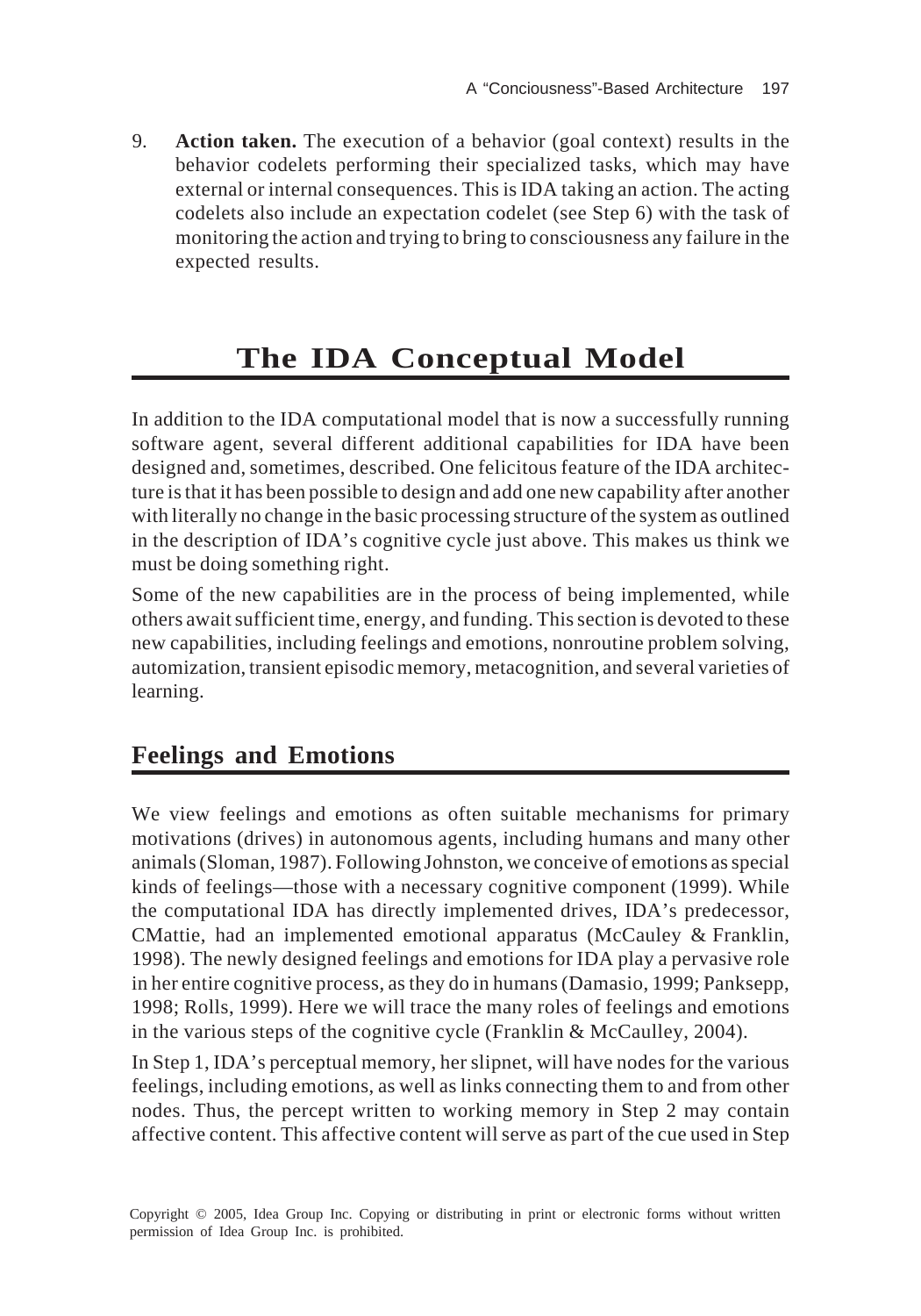9. **Action taken.** The execution of a behavior (goal context) results in the behavior codelets performing their specialized tasks, which may have external or internal consequences. This is IDA taking an action. The acting codelets also include an expectation codelet (see Step 6) with the task of monitoring the action and trying to bring to consciousness any failure in the expected results.

# The IDA Conceptual Model

In addition to the IDA computational model that is now a successfully running software agent, several different additional capabilities for IDA have been designed and, sometimes, described. One felicitous feature of the IDA architecture is that it has been possible to design and add one new capability after another with literally no change in the basic processing structure of the system as outlined in the description of IDA's cognitive cycle just above. This makes us think we must be doing something right.

Some of the new capabilities are in the process of being implemented, while others await sufficient time, energy, and funding. This section is devoted to these new capabilities, including feelings and emotions, nonroutine problem solving, automization, transient episodic memory, metacognition, and several varieties of learning.

## Feelings and Emotions

We view feelings and emotions as often suitable mechanisms for primary motivations (drives) in autonomous agents, including humans and many other animals (Sloman, 1987). Following Johnston, we conceive of emotions as special kinds of feelings—those with a necessary cognitive component (1999). While the computational IDA has directly implemented drives, IDA's predecessor, CMattie, had an implemented emotional apparatus (McCauley & Franklin, 1998). The newly designed feelings and emotions for IDA play a pervasive role in her entire cognitive process, as they do in humans (Damasio, 1999; Panksepp, 1998; Rolls, 1999). Here we will trace the many roles of feelings and emotions in the various steps of the cognitive cycle (Franklin & McCaulley, 2004).

In Step 1, IDA's perceptual memory, her slipnet, will have nodes for the various feelings, including emotions, as well as links connecting them to and from other nodes. Thus, the percept written to working memory in Step 2 may contain affective content. This affective content will serve as part of the cue used in Step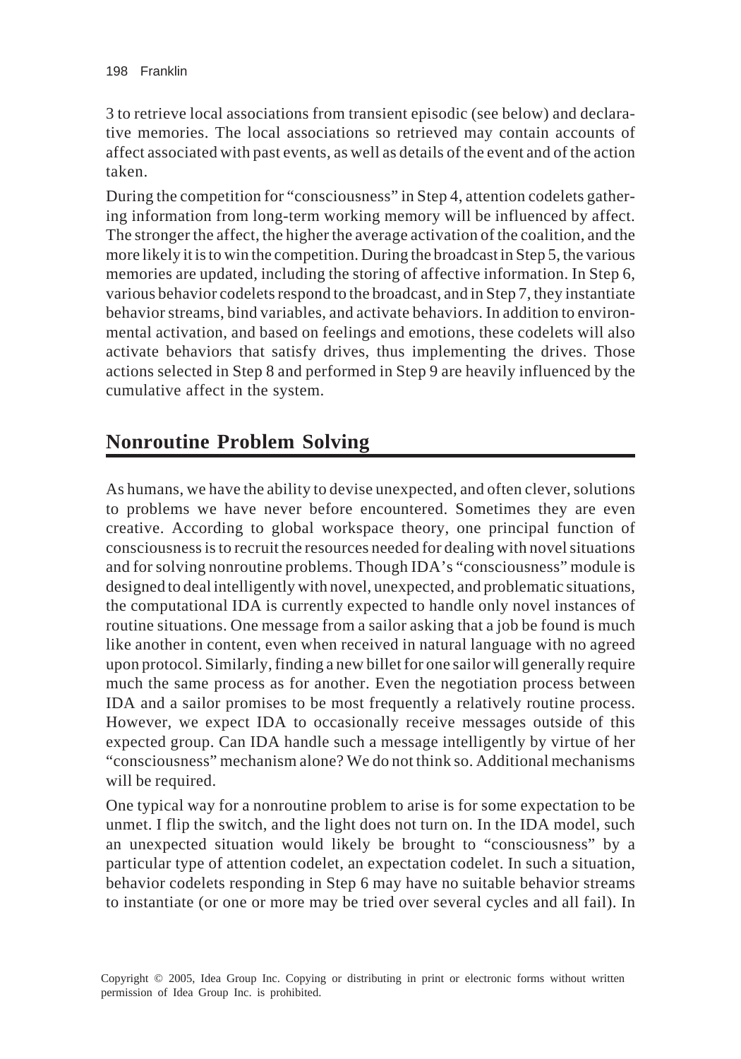3 to retrieve local associations from transient episodic (see below) and declarative memories. The local associations so retrieved may contain accounts of affect associated with past events, as well as details of the event and of the action taken.

During the competition for "consciousness" in Step 4, attention codelets gathering information from long-term working memory will be influenced by affect. The stronger the affect, the higher the average activation of the coalition, and the more likely it is to win the competition. During the broadcast in Step 5, the various memories are updated, including the storing of affective information. In Step 6, various behavior codelets respond to the broadcast, and in Step 7, they instantiate behavior streams, bind variables, and activate behaviors. In addition to environmental activation, and based on feelings and emotions, these codelets will also activate behaviors that satisfy drives, thus implementing the drives. Those actions selected in Step 8 and performed in Step 9 are heavily influenced by the cumulative affect in the system.

## Nonroutine Problem Solving

As humans, we have the ability to devise unexpected, and often clever, solutions to problems we have never before encountered. Sometimes they are even creative. According to global workspace theory, one principal function of consciousness is to recruit the resources needed for dealing with novel situations and for solving nonroutine problems. Though IDA's "consciousness" module is designed to deal intelligently with novel, unexpected, and problematic situations, the computational IDA is currently expected to handle only novel instances of routine situations. One message from a sailor asking that a job be found is much like another in content, even when received in natural language with no agreed upon protocol. Similarly, finding a new billet for one sailor will generally require much the same process as for another. Even the negotiation process between IDA and a sailor promises to be most frequently a relatively routine process. However, we expect IDA to occasionally receive messages outside of this expected group. Can IDA handle such a message intelligently by virtue of her "consciousness" mechanism alone? We do not think so. Additional mechanisms will be required.

One typical way for a nonroutine problem to arise is for some expectation to be unmet. I flip the switch, and the light does not turn on. In the IDA model, such an unexpected situation would likely be brought to "consciousness" by a particular type of attention codelet, an expectation codelet. In such a situation, behavior codelets responding in Step 6 may have no suitable behavior streams to instantiate (or one or more may be tried over several cycles and all fail). In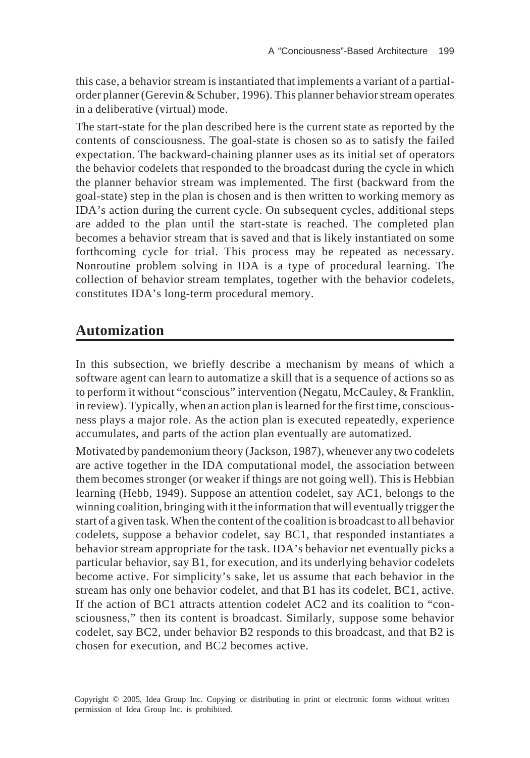this case, a behavior stream is instantiated that implements a variant of a partial-order planner (Gerevin & Schuber, 1996). This planner behavior stream operates in a deliberative (virtual) mode.

The start-state for the plan described here is the current state as reported by the contents of consciousness. The goal-state is chosen so as to satisfy the failed expectation. The backward-chaining planner uses as its initial set of operators the behavior codelets that responded to the broadcast during the cycle in which the planner behavior stream was implemented. The first (backward from the goal-state) step in the plan is chosen and is then written to working memory as IDA's action during the current cycle. On subsequent cycles, additional steps are added to the plan until the start-state is reached. The completed plan becomes a behavior stream that is saved and that is likely instantiated on some forthcoming cycle for trial. This process may be repeated as necessary. Nonroutine problem solving in IDA is a type of procedural learning. The collection of behavior stream templates, together with the behavior codelets, constitutes IDA's long-term procedural memory.

## Automization

In this subsection, we briefly describe a mechanism by means of which a software agent can learn to automatize a skill that is a sequence of actions so as to perform it without "conscious" intervention (Negatu, McCauley, & Franklin, in review). Typically, when an action plan is learned for the first time, consciousness plays a major role. As the action plan is executed repeatedly, experience accumulates, and parts of the action plan eventually are automatized.

Motivated by pandemonium theory (Jackson, 1987), whenever any two codelets are active together in the IDA computational model, the association between them becomes stronger (or weaker if things are not going well). This is Hebbian learning (Hebb, 1949). Suppose an attention codelet, say AC1, belongs to the winning coalition, bringing with it the information that will eventually trigger the start of a given task. When the content of the coalition is broadcast to all behavior codelets, suppose a behavior codelet, say BC1, that responded instantiates a behavior stream appropriate for the task. IDA's behavior net eventually picks a particular behavior, say B1, for execution, and its underlying behavior codelets become active. For simplicity's sake, let us assume that each behavior in the stream has only one behavior codelet, and that B1 has its codelet, BC1, active. If the action of BC1 attracts attention codelet AC2 and its coalition to "consciousness," then its content is broadcast. Similarly, suppose some behavior codelet, say BC2, under behavior B2 responds to this broadcast, and that B2 is chosen for execution, and BC2 becomes active.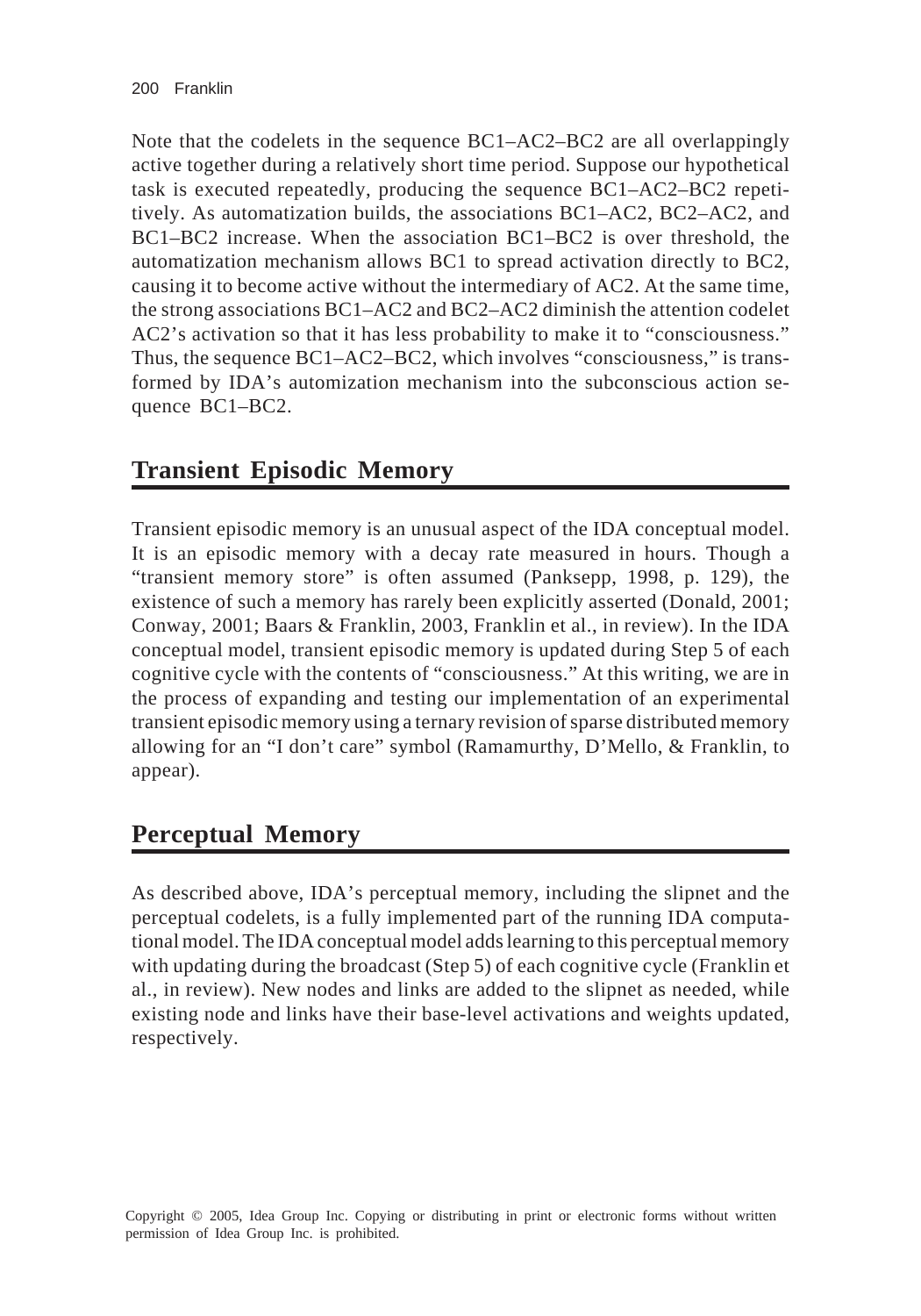Note that the codelets in the sequence BC1–AC2–BC2 are all overlappingly active together during a relatively short time period. Suppose our hypothetical task is executed repeatedly, producing the sequence BC1–AC2–BC2 repetitively. As automatization builds, the associations BC1–AC2, BC2–AC2, and BC1–BC2 increase. When the association BC1–BC2 is over threshold, the automatization mechanism allows BC1 to spread activation directly to BC2, causing it to become active without the intermediary of AC2. At the same time, the strong associations BC1–AC2 and BC2–AC2 diminish the attention codelet AC2's activation so that it has less probability to make it to "consciousness." Thus, the sequence BC1–AC2–BC2, which involves "consciousness," is transformed by IDA's automization mechanism into the subconscious action sequence BC1–BC2.

## Transient Episodic Memory

Transient episodic memory is an unusual aspect of the IDA conceptual model. It is an episodic memory with a decay rate measured in hours. Though a "transient memory store" is often assumed (Panksepp, 1998, p. 129), the existence of such a memory has rarely been explicitly asserted (Donald, 2001; Conway, 2001; Baars & Franklin, 2003, Franklin et al., in review). In the IDA conceptual model, transient episodic memory is updated during Step 5 of each cognitive cycle with the contents of "consciousness." At this writing, we are in the process of expanding and testing our implementation of an experimental transient episodic memory using a ternary revision of sparse distributed memory allowing for an "I don't care" symbol (Ramamurthy, D'Mello, & Franklin, to appear).

## Perceptual Memory

As described above, IDA's perceptual memory, including the slipnet and the perceptual codelets, is a fully implemented part of the running IDA computational model. The IDA conceptual model adds learning to this perceptual memory with updating during the broadcast (Step 5) of each cognitive cycle (Franklin et al., in review). New nodes and links are added to the slipnet as needed, while existing node and links have their base-level activations and weights updated, respectively.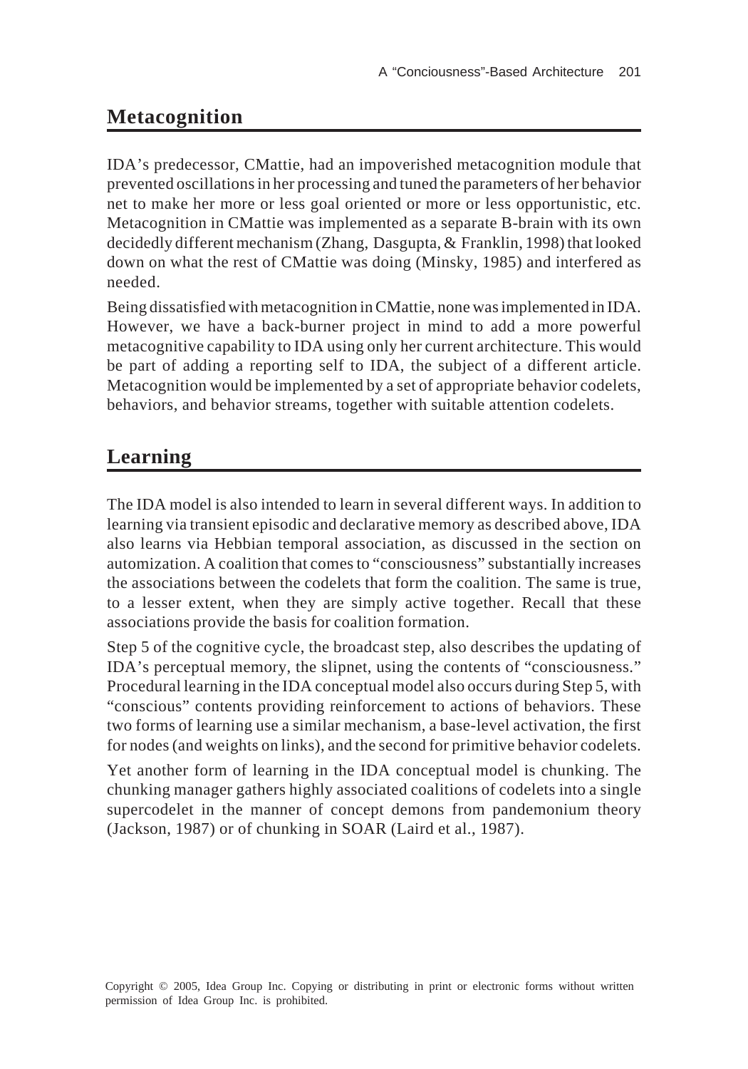## Metacognition

IDA's predecessor, CMattie, had an impoverished metacognition module that prevented oscillations in her processing and tuned the parameters of her behavior net to make her more or less goal oriented or more or less opportunistic, etc. Metacognition in CMattie was implemented as a separate B-brain with its own decidedly different mechanism (Zhang, Dasgupta, & Franklin, 1998) that looked down on what the rest of CMattie was doing (Minsky, 1985) and interfered as needed.

Being dissatisfied with metacognition in CMattie, none was implemented in IDA. However, we have a back-burner project in mind to add a more powerful metacognitive capability to IDA using only her current architecture. This would be part of adding a reporting self to IDA, the subject of a different article. Metacognition would be implemented by a set of appropriate behavior codelets, behaviors, and behavior streams, together with suitable attention codelets.

## Learning

The IDA model is also intended to learn in several different ways. In addition to learning via transient episodic and declarative memory as described above, IDA also learns via Hebbian temporal association, as discussed in the section on automization. A coalition that comes to "consciousness" substantially increases the associations between the codelets that form the coalition. The same is true, to a lesser extent, when they are simply active together. Recall that these associations provide the basis for coalition formation.

Step 5 of the cognitive cycle, the broadcast step, also describes the updating of IDA's perceptual memory, the slipnet, using the contents of "consciousness." Procedural learning in the IDA conceptual model also occurs during Step 5, with "conscious" contents providing reinforcement to actions of behaviors. These two forms of learning use a similar mechanism, a base-level activation, the first for nodes (and weights on links), and the second for primitive behavior codelets.

Yet another form of learning in the IDA conceptual model is chunking. The chunking manager gathers highly associated coalitions of codelets into a single supercodelet in the manner of concept demons from pandemonium theory (Jackson, 1987) or of chunking in SOAR (Laird et al., 1987).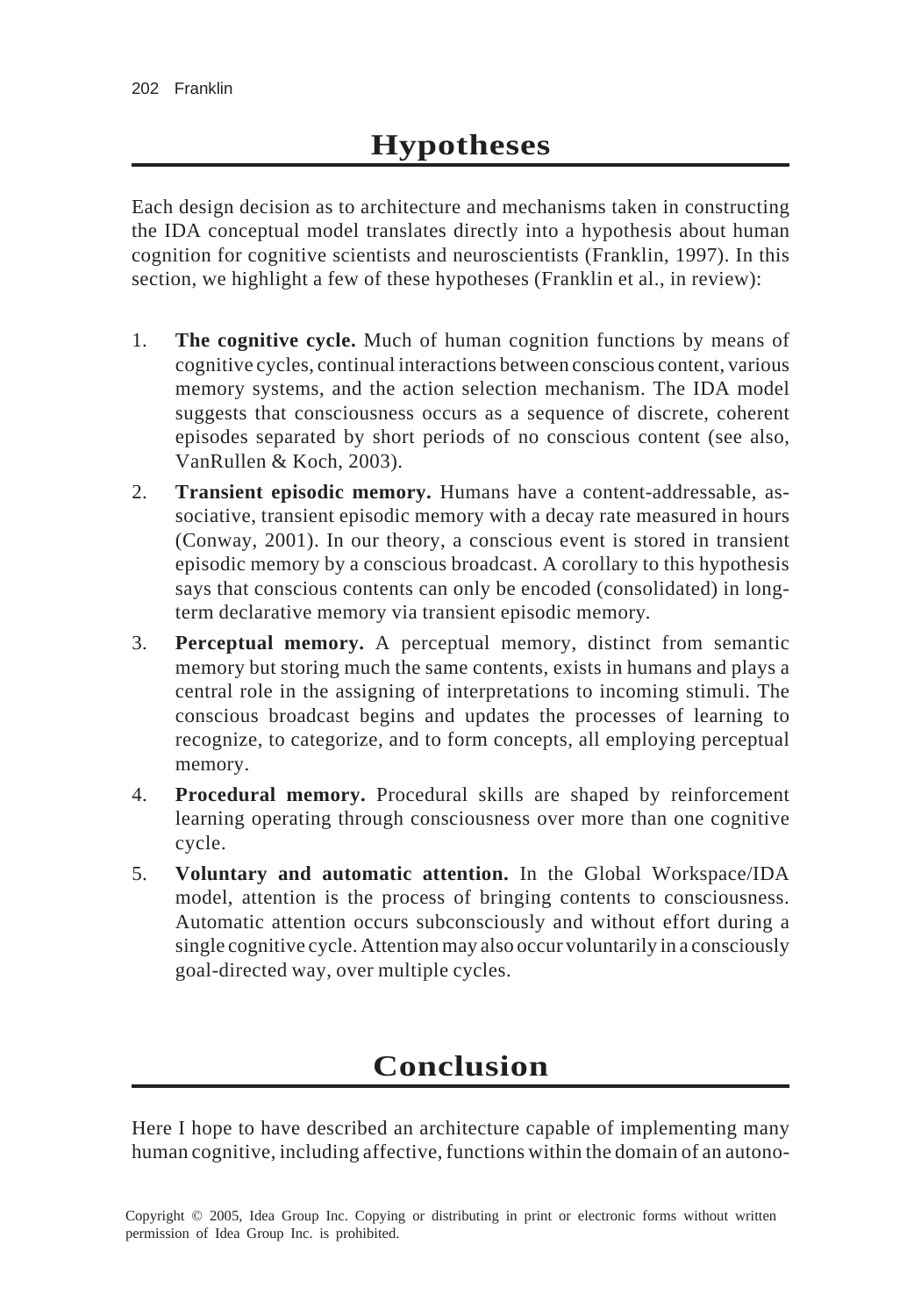## Hypotheses

Each design decision as to architecture and mechanisms taken in constructing the IDA conceptual model translates directly into a hypothesis about human cognition for cognitive scientists and neuroscientists (Franklin, 1997). In this section, we highlight a few of these hypotheses (Franklin et al., in review):

1. **The cognitive cycle.** Much of human cognition functions by means of cognitive cycles, continual interactions between conscious content, various memory systems, and the action selection mechanism. The IDA model suggests that consciousness occurs as a sequence of discrete, coherent episodes separated by short periods of no conscious content (see also, VanRullen & Koch, 2003).
2. **Transient episodic memory.** Humans have a content-addressable, associative, transient episodic memory with a decay rate measured in hours (Conway, 2001). In our theory, a conscious event is stored in transient episodic memory by a conscious broadcast. A corollary to this hypothesis says that conscious contents can only be encoded (consolidated) in long-term declarative memory via transient episodic memory.
3. **Perceptual memory.** A perceptual memory, distinct from semantic memory but storing much the same contents, exists in humans and plays a central role in the assigning of interpretations to incoming stimuli. The conscious broadcast begins and updates the processes of learning to recognize, to categorize, and to form concepts, all employing perceptual memory.
4. **Procedural memory.** Procedural skills are shaped by reinforcement learning operating through consciousness over more than one cognitive cycle.
5. **Voluntary and automatic attention.** In the Global Workspace/IDA model, attention is the process of bringing contents to consciousness. Automatic attention occurs subconsciously and without effort during a single cognitive cycle. Attention may also occur voluntarily in a consciously goal-directed way, over multiple cycles.

## Conclusion

Here I hope to have described an architecture capable of implementing many human cognitive, including affective, functions within the domain of an autono-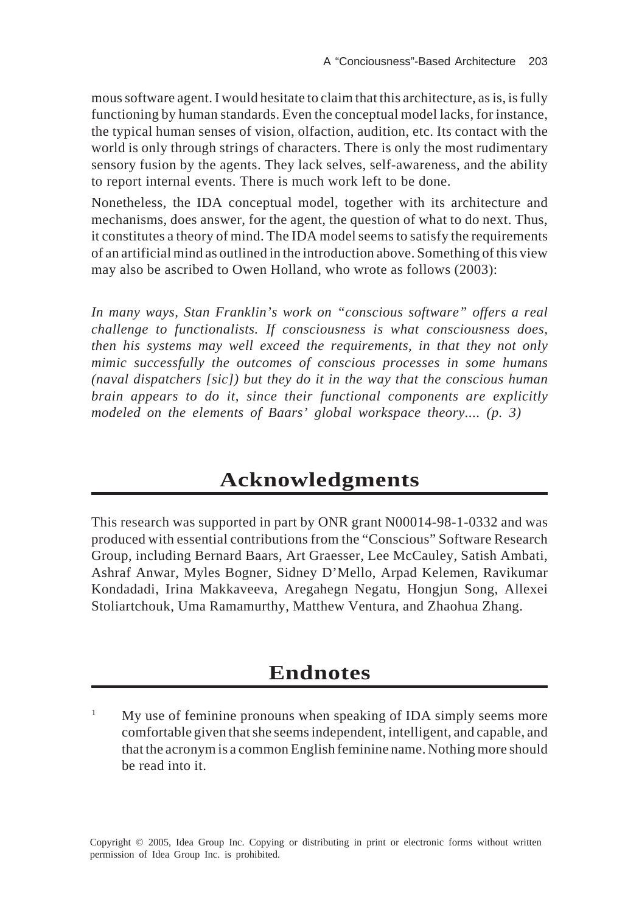mous software agent. I would hesitate to claim that this architecture, as is, is fully functioning by human standards. Even the conceptual model lacks, for instance, the typical human senses of vision, olfaction, audition, etc. Its contact with the world is only through strings of characters. There is only the most rudimentary sensory fusion by the agents. They lack selves, self-awareness, and the ability to report internal events. There is much work left to be done.

Nonetheless, the IDA conceptual model, together with its architecture and mechanisms, does answer, for the agent, the question of what to do next. Thus, it constitutes a theory of mind. The IDA model seems to satisfy the requirements of an artificial mind as outlined in the introduction above. Something of this view may also be ascribed to Owen Holland, who wrote as follows (2003):

*In many ways, Stan Franklin's work on "conscious software" offers a real challenge to functionalists. If consciousness is what consciousness does, then his systems may well exceed the requirements, in that they not only mimic successfully the outcomes of conscious processes in some humans (naval dispatchers [sic]) but they do it in the way that the conscious human brain appears to do it, since their functional components are explicitly modeled on the elements of Baars' global workspace theory.... (p. 3)*

## Acknowledgments

This research was supported in part by ONR grant N00014-98-1-0332 and was produced with essential contributions from the "Conscious" Software Research Group, including Bernard Baars, Art Graesser, Lee McCauley, Satish Ambati, Ashraf Anwar, Myles Bogner, Sidney D'Mello, Arpad Kelemen, Ravikumar Kondadadi, Irina Makkaveeva, Aregahegn Negatu, Hongjun Song, Allexei Stoliartchouk, Uma Ramamurthy, Matthew Ventura, and Zhaohua Zhang.

## Endnotes

[1] My use of feminine pronouns when speaking of IDA simply seems more comfortable given that she seems independent, intelligent, and capable, and that the acronym is a common English feminine name. Nothing more should be read into it.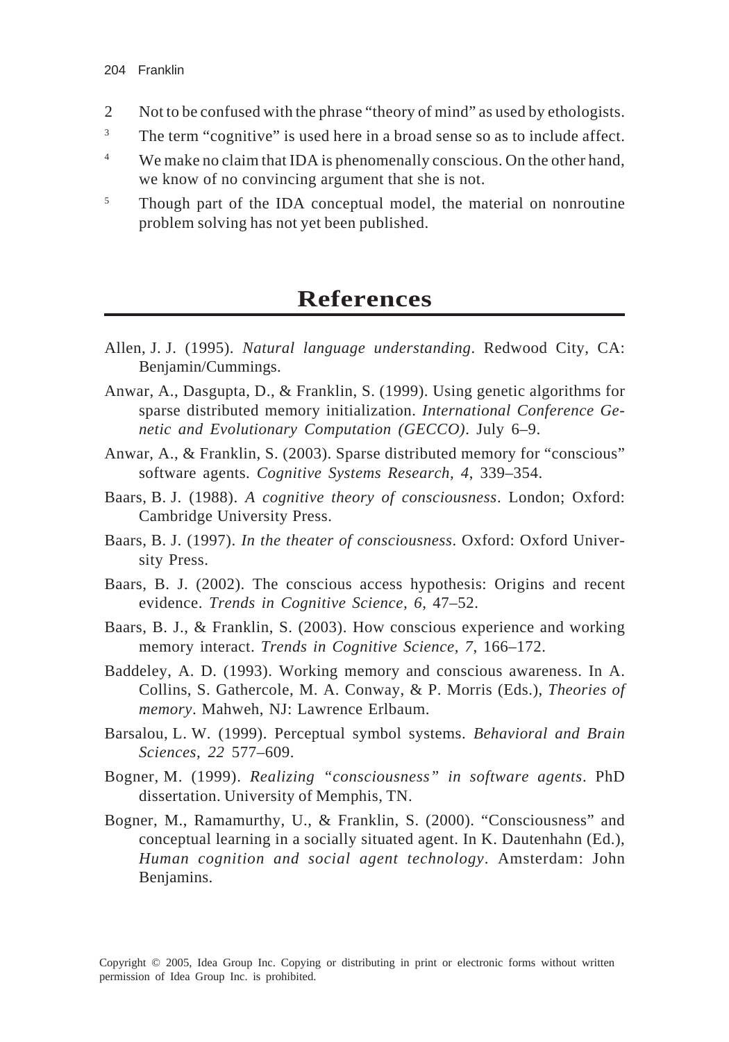2 Not to be confused with the phrase "theory of mind" as used by ethologists.

3 The term "cognitive" is used here in a broad sense so as to include affect.

4 We make no claim that IDA is phenomenally conscious. On the other hand, we know of no convincing argument that she is not.

5 Though part of the IDA conceptual model, the material on nonroutine problem solving has not yet been published.

# References

Allen, J. J. (1995). *Natural language understanding*. Redwood City, CA: Benjamin/Cummings.

Anwar, A., Dasgupta, D., & Franklin, S. (1999). Using genetic algorithms for sparse distributed memory initialization. *International Conference Genetic and Evolutionary Computation (GECCO)*. July 6–9.

Anwar, A., & Franklin, S. (2003). Sparse distributed memory for "conscious" software agents. *Cognitive Systems Research, 4*, 339–354.

Baars, B. J. (1988). *A cognitive theory of consciousness*. London; Oxford: Cambridge University Press.

Baars, B. J. (1997). *In the theater of consciousness*. Oxford: Oxford University Press.

Baars, B. J. (2002). The conscious access hypothesis: Origins and recent evidence. *Trends in Cognitive Science, 6*, 47–52.

Baars, B. J., & Franklin, S. (2003). How conscious experience and working memory interact. *Trends in Cognitive Science, 7*, 166–172.

Baddeley, A. D. (1993). Working memory and conscious awareness. In A. Collins, S. Gathercole, M. A. Conway, & P. Morris (Eds.), *Theories of memory*. Mahweh, NJ: Lawrence Erlbaum.

Barsalou, L. W. (1999). Perceptual symbol systems. *Behavioral and Brain Sciences, 22* 577–609.

Bogner, M. (1999). *Realizing "consciousness" in software agents*. PhD dissertation. University of Memphis, TN.

Bogner, M., Ramamurthy, U., & Franklin, S. (2000). "Consciousness" and conceptual learning in a socially situated agent. In K. Dautenhahn (Ed.), *Human cognition and social agent technology*. Amsterdam: John Benjamins.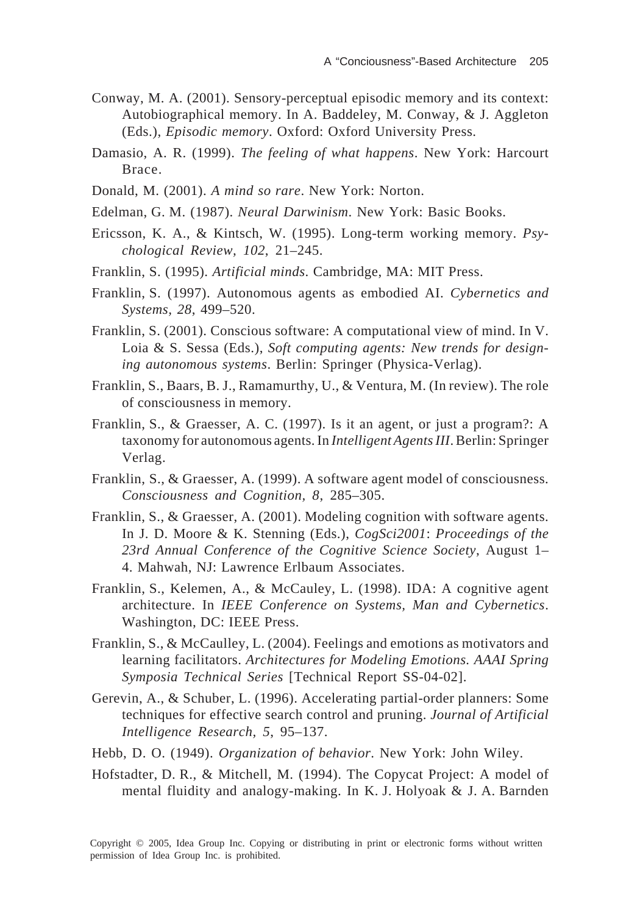Conway, M. A. (2001). Sensory-perceptual episodic memory and its context: Autobiographical memory. In A. Baddeley, M. Conway, & J. Aggleton (Eds.), *Episodic memory*. Oxford: Oxford University Press.

Damasio, A. R. (1999). *The feeling of what happens*. New York: Harcourt Brace.

Donald, M. (2001). *A mind so rare*. New York: Norton.

Edelman, G. M. (1987). *Neural Darwinism*. New York: Basic Books.

Ericsson, K. A., & Kintsch, W. (1995). Long-term working memory. *Psychological Review, 102*, 21–245.

Franklin, S. (1995). *Artificial minds*. Cambridge, MA: MIT Press.

Franklin, S. (1997). Autonomous agents as embodied AI. *Cybernetics and Systems, 28*, 499–520.

Franklin, S. (2001). Conscious software: A computational view of mind. In V. Loia & S. Sessa (Eds.), *Soft computing agents: New trends for designing autonomous systems*. Berlin: Springer (Physica-Verlag).

Franklin, S., Baars, B. J., Ramamurthy, U., & Ventura, M. (In review). The role of consciousness in memory.

Franklin, S., & Graesser, A. C. (1997). Is it an agent, or just a program?: A taxonomy for autonomous agents. In *Intelligent Agents III*. Berlin: Springer Verlag.

Franklin, S., & Graesser, A. (1999). A software agent model of consciousness. *Consciousness and Cognition, 8*, 285–305.

Franklin, S., & Graesser, A. (2001). Modeling cognition with software agents. In J. D. Moore & K. Stenning (Eds.), *CogSci2001*: *Proceedings of the 23rd Annual Conference of the Cognitive Science Society*, August 1–4. Mahwah, NJ: Lawrence Erlbaum Associates.

Franklin, S., Kelemen, A., & McCauley, L. (1998). IDA: A cognitive agent architecture. In *IEEE Conference on Systems, Man and Cybernetics*. Washington, DC: IEEE Press.

Franklin, S., & McCaulley, L. (2004). Feelings and emotions as motivators and learning facilitators. *Architectures for Modeling Emotions. AAAI Spring Symposia Technical Series* [Technical Report SS-04-02].

Gerevin, A., & Schuber, L. (1996). Accelerating partial-order planners: Some techniques for effective search control and pruning. *Journal of Artificial Intelligence Research, 5*, 95–137.

Hebb, D. O. (1949). *Organization of behavior*. New York: John Wiley.

Hofstadter, D. R., & Mitchell, M. (1994). The Copycat Project: A model of mental fluidity and analogy-making. In K. J. Holyoak & J. A. Barnden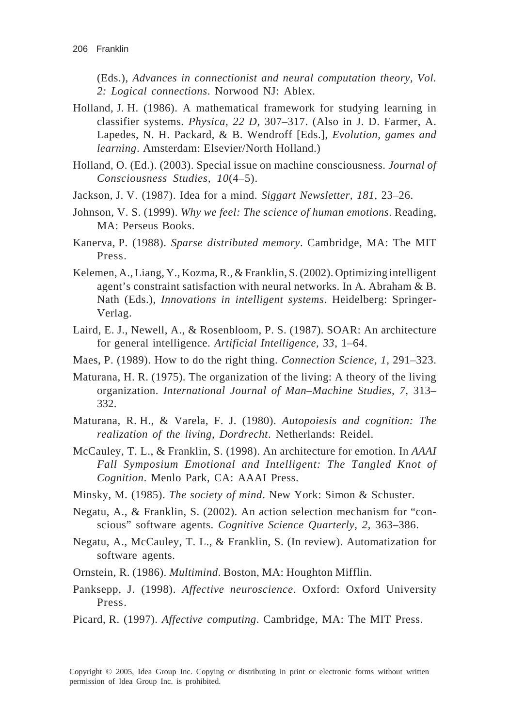(Eds.), *Advances in connectionist and neural computation theory, Vol. 2: Logical connections*. Norwood NJ: Ablex.

Holland, J. H. (1986). A mathematical framework for studying learning in classifier systems. *Physica, 22 D*, 307–317. (Also in J. D. Farmer, A. Lapedes, N. H. Packard, & B. Wendroff [Eds.], *Evolution, games and learning*. Amsterdam: Elsevier/North Holland.)

Holland, O. (Ed.). (2003). Special issue on machine consciousness. *Journal of Consciousness Studies, 10*(4–5).

Jackson, J. V. (1987). Idea for a mind. *Siggart Newsletter, 181*, 23–26.

Johnson, V. S. (1999). *Why we feel: The science of human emotions*. Reading, MA: Perseus Books.

Kanerva, P. (1988). *Sparse distributed memory*. Cambridge, MA: The MIT Press.

Kelemen, A., Liang, Y., Kozma, R., & Franklin, S. (2002). Optimizing intelligent agent's constraint satisfaction with neural networks. In A. Abraham & B. Nath (Eds.), *Innovations in intelligent systems*. Heidelberg: Springer-Verlag.

Laird, E. J., Newell, A., & Rosenbloom, P. S. (1987). SOAR: An architecture for general intelligence. *Artificial Intelligence, 33*, 1–64.

Maes, P. (1989). How to do the right thing. *Connection Science, 1*, 291–323.

Maturana, H. R. (1975). The organization of the living: A theory of the living organization. *International Journal of Man–Machine Studies, 7*, 313–332.

Maturana, R. H., & Varela, F. J. (1980). *Autopoiesis and cognition: The realization of the living, Dordrecht*. Netherlands: Reidel.

McCauley, T. L., & Franklin, S. (1998). An architecture for emotion. In *AAAI Fall Symposium Emotional and Intelligent: The Tangled Knot of Cognition*. Menlo Park, CA: AAAI Press.

Minsky, M. (1985). *The society of mind*. New York: Simon & Schuster.

Negatu, A., & Franklin, S. (2002). An action selection mechanism for "conscious" software agents. *Cognitive Science Quarterly, 2*, 363–386.

Negatu, A., McCauley, T. L., & Franklin, S. (In review). Automatization for software agents.

Ornstein, R. (1986). *Multimind*. Boston, MA: Houghton Mifflin.

Panksepp, J. (1998). *Affective neuroscience*. Oxford: Oxford University Press.

Picard, R. (1997). *Affective computing*. Cambridge, MA: The MIT Press.

Copyright © 2005, Idea Group Inc. Copying or distributing in print or electronic forms without written permission of Idea Group Inc. is prohibited.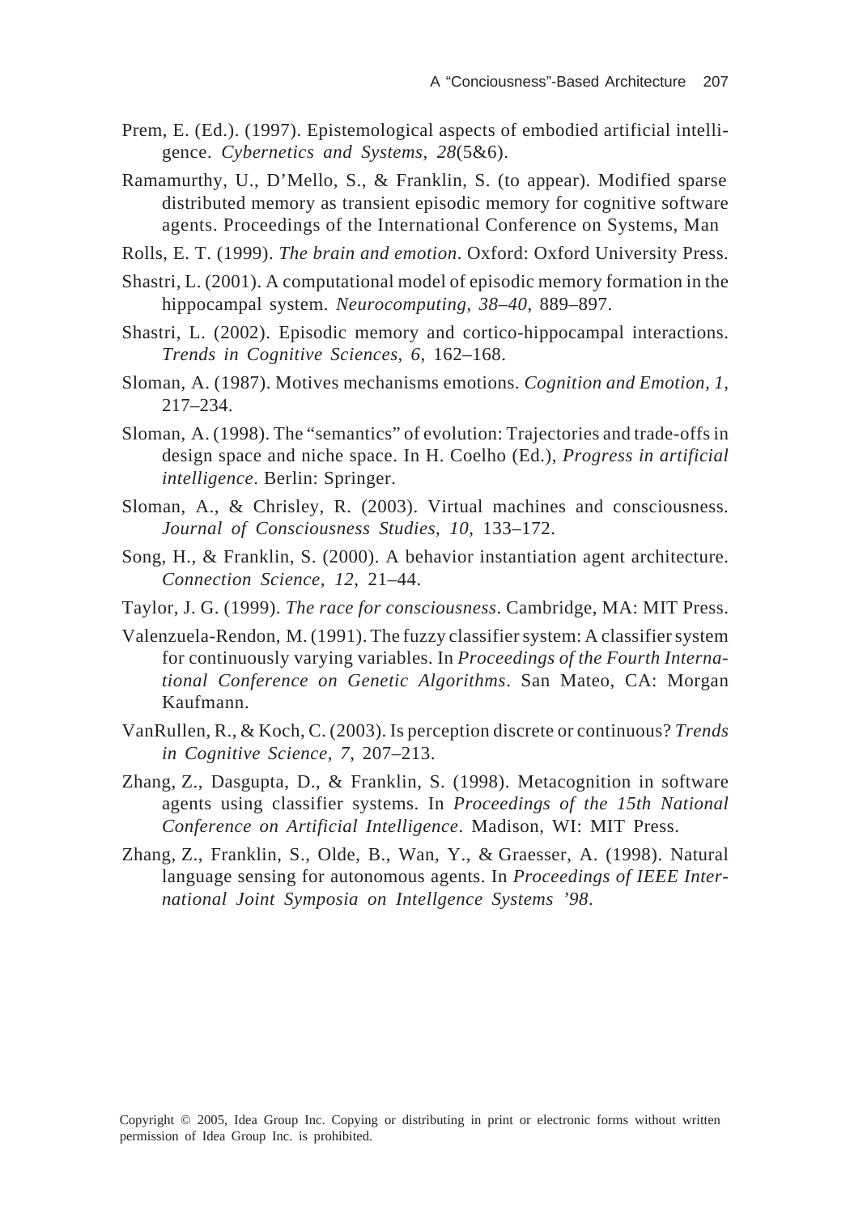Prem, E. (Ed.). (1997). Epistemological aspects of embodied artificial intelligence. *Cybernetics and Systems, 28*(5&6).

Ramamurthy, U., D'Mello, S., & Franklin, S. (to appear). Modified sparse distributed memory as transient episodic memory for cognitive software agents. Proceedings of the International Conference on Systems, Man

Rolls, E. T. (1999). *The brain and emotion*. Oxford: Oxford University Press.

Shastri, L. (2001). A computational model of episodic memory formation in the hippocampal system. *Neurocomputing, 38–40*, 889–897.

Shastri, L. (2002). Episodic memory and cortico-hippocampal interactions. *Trends in Cognitive Sciences, 6*, 162–168.

Sloman, A. (1987). Motives mechanisms emotions. *Cognition and Emotion, 1*, 217–234.

Sloman, A. (1998). The "semantics" of evolution: Trajectories and trade-offs in design space and niche space. In H. Coelho (Ed.), *Progress in artificial intelligence*. Berlin: Springer.

Sloman, A., & Chrisley, R. (2003). Virtual machines and consciousness. *Journal of Consciousness Studies, 10*, 133–172.

Song, H., & Franklin, S. (2000). A behavior instantiation agent architecture. *Connection Science, 12*, 21–44.

Taylor, J. G. (1999). *The race for consciousness*. Cambridge, MA: MIT Press.

Valenzuela-Rendon, M. (1991). The fuzzy classifier system: A classifier system for continuously varying variables. In *Proceedings of the Fourth International Conference on Genetic Algorithms*. San Mateo, CA: Morgan Kaufmann.

VanRullen, R., & Koch, C. (2003). Is perception discrete or continuous? *Trends in Cognitive Science, 7*, 207–213.

Zhang, Z., Dasgupta, D., & Franklin, S. (1998). Metacognition in software agents using classifier systems. In *Proceedings of the 15th National Conference on Artificial Intelligence*. Madison, WI: MIT Press.

Zhang, Z., Franklin, S., Olde, B., Wan, Y., & Graesser, A. (1998). Natural language sensing for autonomous agents. In *Proceedings of IEEE International Joint Symposia on Intellgence Systems '98*.